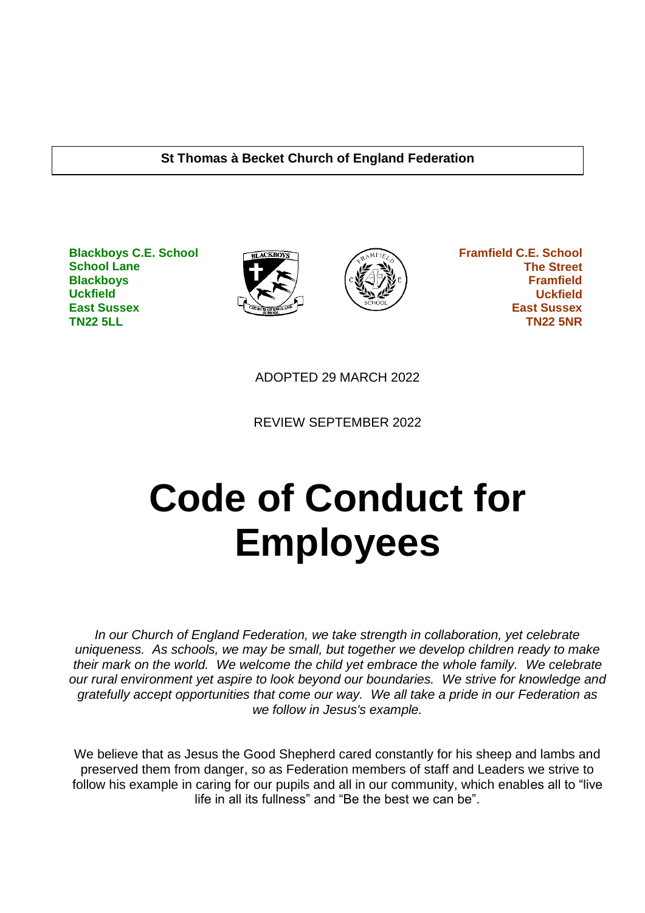**St Thomas à Becket Church of England Federation**

**Blackboys C.E. School**
**School Lane**
**Blackboys**
**Uckfield**
**East Sussex**
**TN22 5LL**

**Framfield C.E. School**
**The Street**
**Framfield**
**Uckfield**
**East Sussex**
**TN22 5NR**

ADOPTED 29 MARCH 2022

REVIEW SEPTEMBER 2022

# Code of Conduct for Employees

*In our Church of England Federation, we take strength in collaboration, yet celebrate uniqueness. As schools, we may be small, but together we develop children ready to make their mark on the world. We welcome the child yet embrace the whole family. We celebrate our rural environment yet aspire to look beyond our boundaries. We strive for knowledge and gratefully accept opportunities that come our way. We all take a pride in our Federation as we follow in Jesus's example.*

We believe that as Jesus the Good Shepherd cared constantly for his sheep and lambs and preserved them from danger, so as Federation members of staff and Leaders we strive to follow his example in caring for our pupils and all in our community, which enables all to "live life in all its fullness" and "Be the best we can be".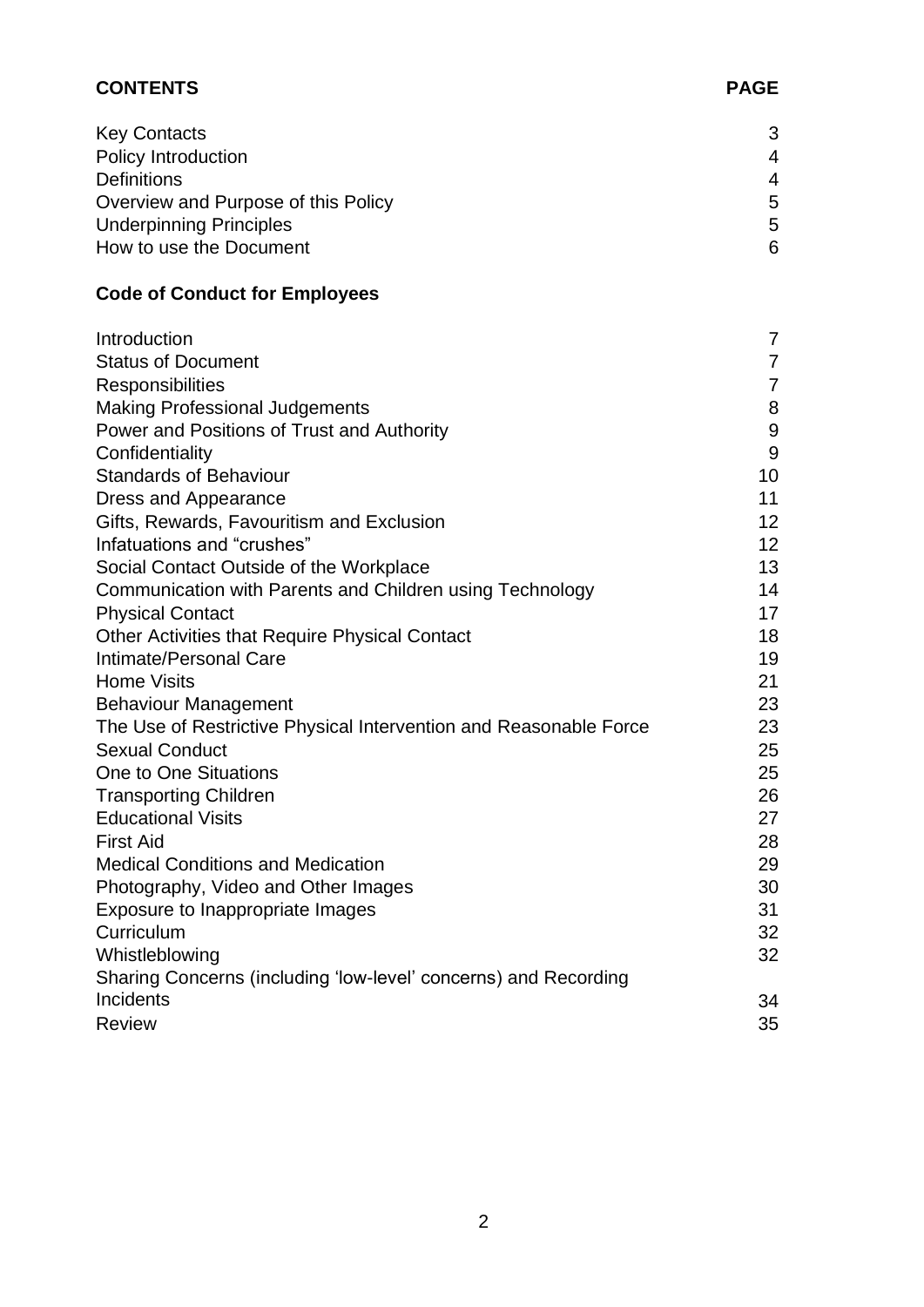| **CONTENTS** | **PAGE** |
|---|---|
| Key Contacts | 3 |
| Policy Introduction | 4 |
| Definitions | 4 |
| Overview and Purpose of this Policy | 5 |
| Underpinning Principles | 5 |
| How to use the Document | 6 |

**Code of Conduct for Employees**

| | |
|---|---|
| Introduction | 7 |
| Status of Document | 7 |
| Responsibilities | 7 |
| Making Professional Judgements | 8 |
| Power and Positions of Trust and Authority | 9 |
| Confidentiality | 9 |
| Standards of Behaviour | 10 |
| Dress and Appearance | 11 |
| Gifts, Rewards, Favouritism and Exclusion | 12 |
| Infatuations and "crushes" | 12 |
| Social Contact Outside of the Workplace | 13 |
| Communication with Parents and Children using Technology | 14 |
| Physical Contact | 17 |
| Other Activities that Require Physical Contact | 18 |
| Intimate/Personal Care | 19 |
| Home Visits | 21 |
| Behaviour Management | 23 |
| The Use of Restrictive Physical Intervention and Reasonable Force | 23 |
| Sexual Conduct | 25 |
| One to One Situations | 25 |
| Transporting Children | 26 |
| Educational Visits | 27 |
| First Aid | 28 |
| Medical Conditions and Medication | 29 |
| Photography, Video and Other Images | 30 |
| Exposure to Inappropriate Images | 31 |
| Curriculum | 32 |
| Whistleblowing | 32 |
| Sharing Concerns (including 'low-level' concerns) and Recording Incidents | 34 |
| Review | 35 |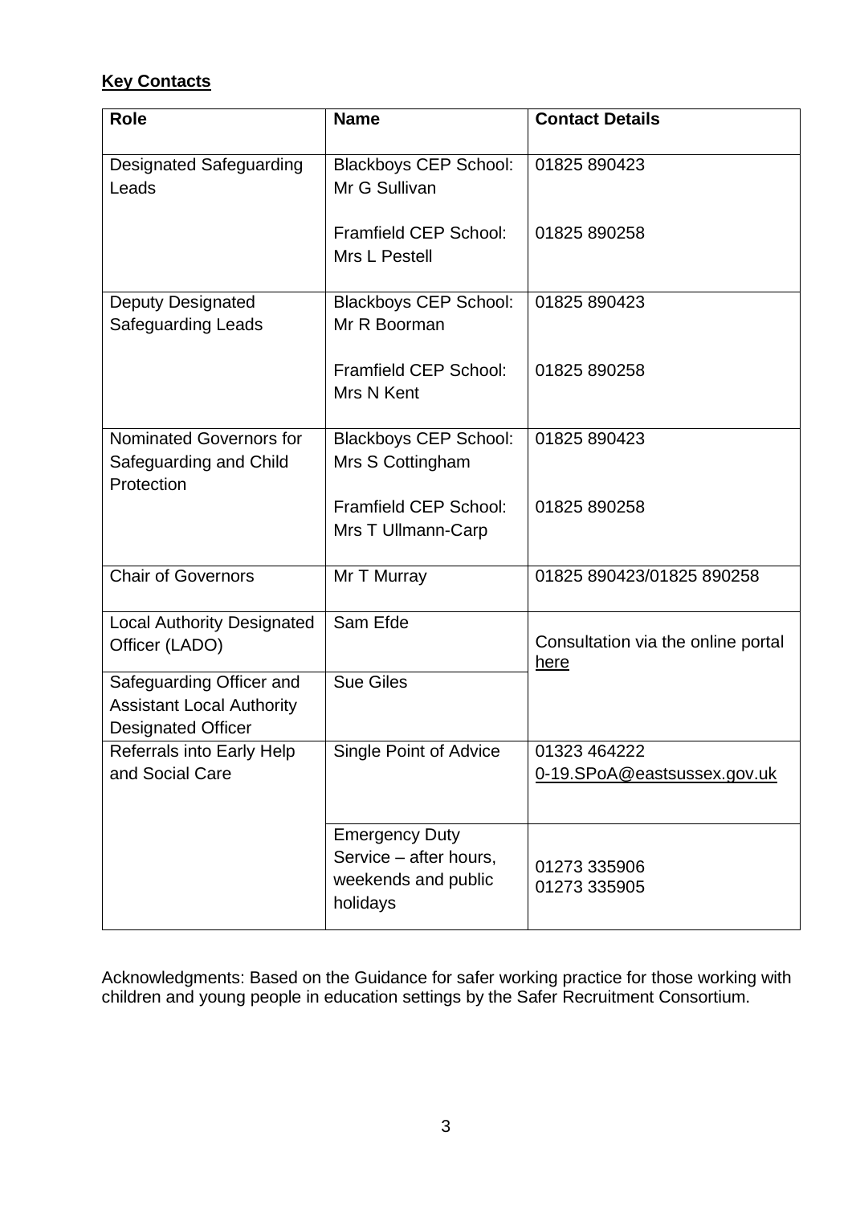**Key Contacts**

| Role | Name | Contact Details |
| --- | --- | --- |
| Designated Safeguarding Leads | Blackboys CEP School: Mr G Sullivan<br><br>Framfield CEP School: Mrs L Pestell | 01825 890423<br><br>01825 890258 |
| Deputy Designated Safeguarding Leads | Blackboys CEP School: Mr R Boorman<br><br>Framfield CEP School: Mrs N Kent | 01825 890423<br><br>01825 890258 |
| Nominated Governors for Safeguarding and Child Protection | Blackboys CEP School: Mrs S Cottingham<br><br>Framfield CEP School: Mrs T Ullmann-Carp | 01825 890423<br><br>01825 890258 |
| Chair of Governors | Mr T Murray | 01825 890423/01825 890258 |
| Local Authority Designated Officer (LADO) | Sam Efde | Consultation via the online portal here |
| Safeguarding Officer and Assistant Local Authority Designated Officer | Sue Giles | |
| Referrals into Early Help and Social Care | Single Point of Advice | 01323 464222<br>0-19.SPoA@eastsussex.gov.uk |
| | Emergency Duty Service – after hours, weekends and public holidays | 01273 335906<br>01273 335905 |

Acknowledgments: Based on the Guidance for safer working practice for those working with children and young people in education settings by the Safer Recruitment Consortium.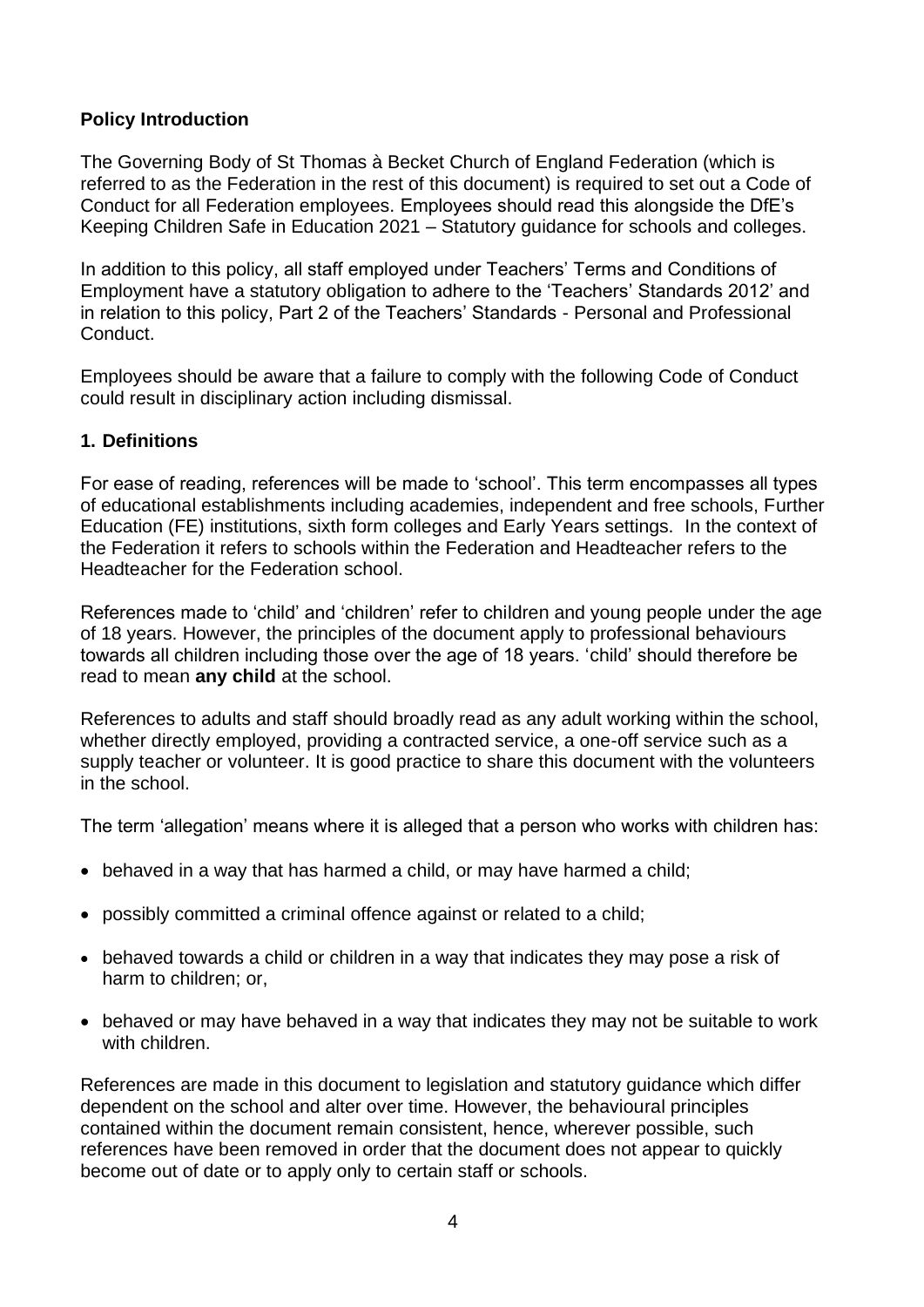**Policy Introduction**

The Governing Body of St Thomas à Becket Church of England Federation (which is referred to as the Federation in the rest of this document) is required to set out a Code of Conduct for all Federation employees. Employees should read this alongside the DfE's Keeping Children Safe in Education 2021 – Statutory guidance for schools and colleges.

In addition to this policy, all staff employed under Teachers' Terms and Conditions of Employment have a statutory obligation to adhere to the 'Teachers' Standards 2012' and in relation to this policy, Part 2 of the Teachers' Standards - Personal and Professional Conduct.

Employees should be aware that a failure to comply with the following Code of Conduct could result in disciplinary action including dismissal.

## 1. Definitions

For ease of reading, references will be made to 'school'. This term encompasses all types of educational establishments including academies, independent and free schools, Further Education (FE) institutions, sixth form colleges and Early Years settings. In the context of the Federation it refers to schools within the Federation and Headteacher refers to the Headteacher for the Federation school.

References made to 'child' and 'children' refer to children and young people under the age of 18 years. However, the principles of the document apply to professional behaviours towards all children including those over the age of 18 years. 'child' should therefore be read to mean **any child** at the school.

References to adults and staff should broadly read as any adult working within the school, whether directly employed, providing a contracted service, a one-off service such as a supply teacher or volunteer. It is good practice to share this document with the volunteers in the school.

The term 'allegation' means where it is alleged that a person who works with children has:

- behaved in a way that has harmed a child, or may have harmed a child;
- possibly committed a criminal offence against or related to a child;
- behaved towards a child or children in a way that indicates they may pose a risk of harm to children; or,
- behaved or may have behaved in a way that indicates they may not be suitable to work with children.

References are made in this document to legislation and statutory guidance which differ dependent on the school and alter over time. However, the behavioural principles contained within the document remain consistent, hence, wherever possible, such references have been removed in order that the document does not appear to quickly become out of date or to apply only to certain staff or schools.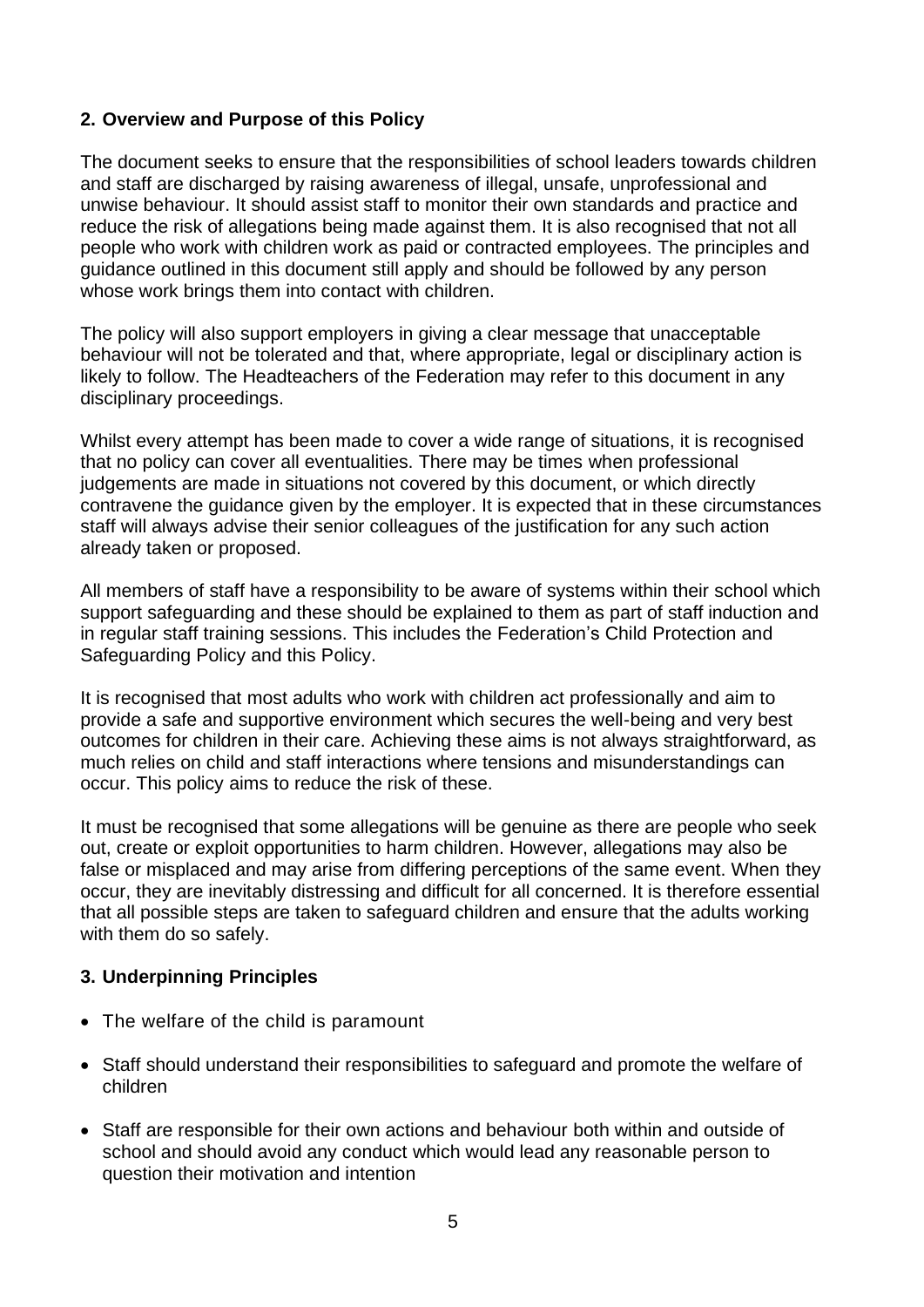## 2. Overview and Purpose of this Policy

The document seeks to ensure that the responsibilities of school leaders towards children and staff are discharged by raising awareness of illegal, unsafe, unprofessional and unwise behaviour. It should assist staff to monitor their own standards and practice and reduce the risk of allegations being made against them. It is also recognised that not all people who work with children work as paid or contracted employees. The principles and guidance outlined in this document still apply and should be followed by any person whose work brings them into contact with children.

The policy will also support employers in giving a clear message that unacceptable behaviour will not be tolerated and that, where appropriate, legal or disciplinary action is likely to follow. The Headteachers of the Federation may refer to this document in any disciplinary proceedings.

Whilst every attempt has been made to cover a wide range of situations, it is recognised that no policy can cover all eventualities. There may be times when professional judgements are made in situations not covered by this document, or which directly contravene the guidance given by the employer. It is expected that in these circumstances staff will always advise their senior colleagues of the justification for any such action already taken or proposed.

All members of staff have a responsibility to be aware of systems within their school which support safeguarding and these should be explained to them as part of staff induction and in regular staff training sessions. This includes the Federation's Child Protection and Safeguarding Policy and this Policy.

It is recognised that most adults who work with children act professionally and aim to provide a safe and supportive environment which secures the well-being and very best outcomes for children in their care. Achieving these aims is not always straightforward, as much relies on child and staff interactions where tensions and misunderstandings can occur. This policy aims to reduce the risk of these.

It must be recognised that some allegations will be genuine as there are people who seek out, create or exploit opportunities to harm children. However, allegations may also be false or misplaced and may arise from differing perceptions of the same event. When they occur, they are inevitably distressing and difficult for all concerned. It is therefore essential that all possible steps are taken to safeguard children and ensure that the adults working with them do so safely.

## 3. Underpinning Principles

- The welfare of the child is paramount
- Staff should understand their responsibilities to safeguard and promote the welfare of children
- Staff are responsible for their own actions and behaviour both within and outside of school and should avoid any conduct which would lead any reasonable person to question their motivation and intention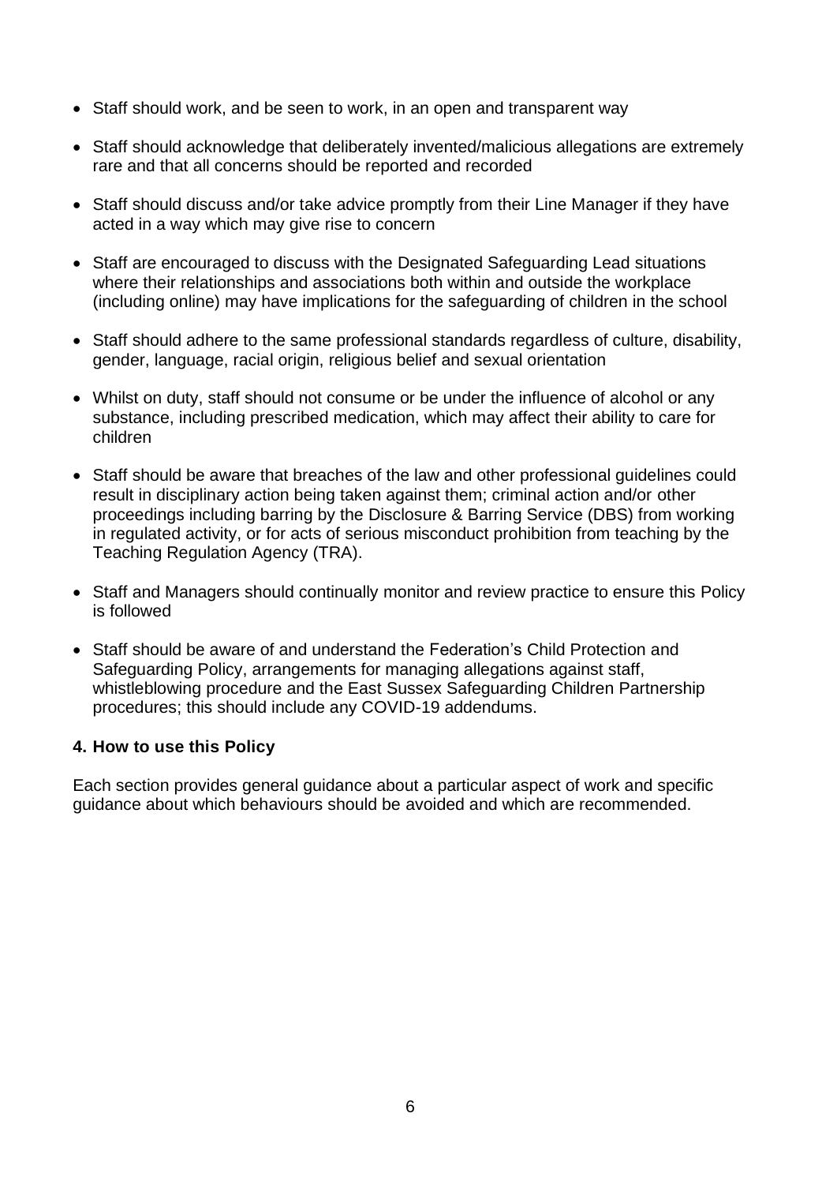- Staff should work, and be seen to work, in an open and transparent way
- Staff should acknowledge that deliberately invented/malicious allegations are extremely rare and that all concerns should be reported and recorded
- Staff should discuss and/or take advice promptly from their Line Manager if they have acted in a way which may give rise to concern
- Staff are encouraged to discuss with the Designated Safeguarding Lead situations where their relationships and associations both within and outside the workplace (including online) may have implications for the safeguarding of children in the school
- Staff should adhere to the same professional standards regardless of culture, disability, gender, language, racial origin, religious belief and sexual orientation
- Whilst on duty, staff should not consume or be under the influence of alcohol or any substance, including prescribed medication, which may affect their ability to care for children
- Staff should be aware that breaches of the law and other professional guidelines could result in disciplinary action being taken against them; criminal action and/or other proceedings including barring by the Disclosure & Barring Service (DBS) from working in regulated activity, or for acts of serious misconduct prohibition from teaching by the Teaching Regulation Agency (TRA).
- Staff and Managers should continually monitor and review practice to ensure this Policy is followed
- Staff should be aware of and understand the Federation's Child Protection and Safeguarding Policy, arrangements for managing allegations against staff, whistleblowing procedure and the East Sussex Safeguarding Children Partnership procedures; this should include any COVID-19 addendums.

## 4. How to use this Policy

Each section provides general guidance about a particular aspect of work and specific guidance about which behaviours should be avoided and which are recommended.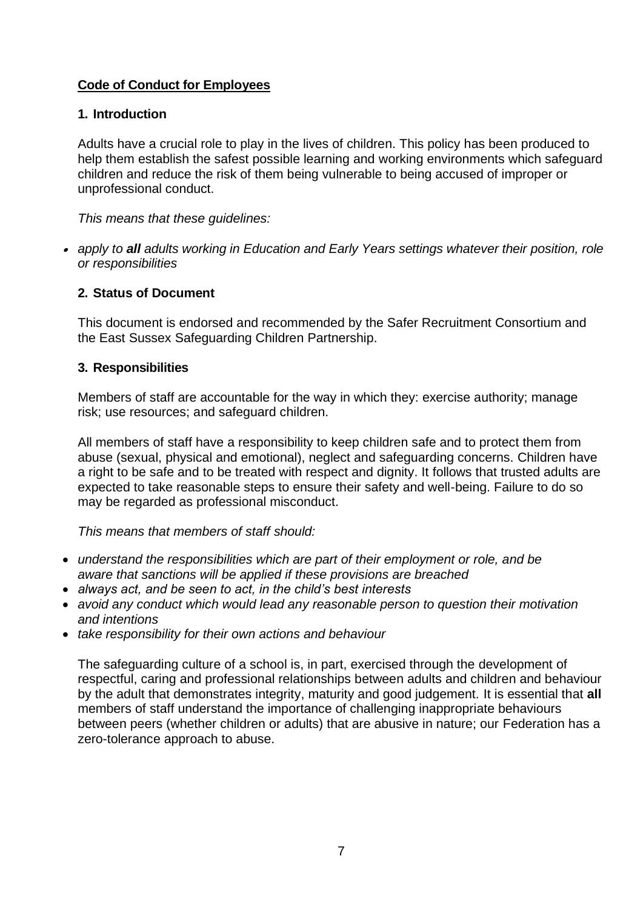**Code of Conduct for Employees**

## 1. Introduction

Adults have a crucial role to play in the lives of children. This policy has been produced to help them establish the safest possible learning and working environments which safeguard children and reduce the risk of them being vulnerable to being accused of improper or unprofessional conduct.

*This means that these guidelines:*

- *apply to **all** adults working in Education and Early Years settings whatever their position, role or responsibilities*

## 2. Status of Document

This document is endorsed and recommended by the Safer Recruitment Consortium and the East Sussex Safeguarding Children Partnership.

## 3. Responsibilities

Members of staff are accountable for the way in which they: exercise authority; manage risk; use resources; and safeguard children.

All members of staff have a responsibility to keep children safe and to protect them from abuse (sexual, physical and emotional), neglect and safeguarding concerns. Children have a right to be safe and to be treated with respect and dignity. It follows that trusted adults are expected to take reasonable steps to ensure their safety and well-being. Failure to do so may be regarded as professional misconduct.

*This means that members of staff should:*

- *understand the responsibilities which are part of their employment or role, and be aware that sanctions will be applied if these provisions are breached*
- *always act, and be seen to act, in the child's best interests*
- *avoid any conduct which would lead any reasonable person to question their motivation and intentions*
- *take responsibility for their own actions and behaviour*

The safeguarding culture of a school is, in part, exercised through the development of respectful, caring and professional relationships between adults and children and behaviour by the adult that demonstrates integrity, maturity and good judgement. It is essential that **all** members of staff understand the importance of challenging inappropriate behaviours between peers (whether children or adults) that are abusive in nature; our Federation has a zero-tolerance approach to abuse.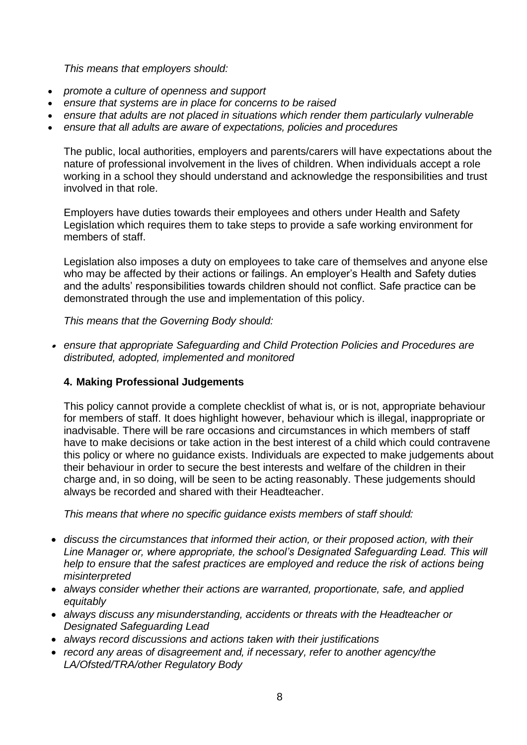*This means that employers should:*

- *promote a culture of openness and support*
- *ensure that systems are in place for concerns to be raised*
- *ensure that adults are not placed in situations which render them particularly vulnerable*
- *ensure that all adults are aware of expectations, policies and procedures*

The public, local authorities, employers and parents/carers will have expectations about the nature of professional involvement in the lives of children. When individuals accept a role working in a school they should understand and acknowledge the responsibilities and trust involved in that role.

Employers have duties towards their employees and others under Health and Safety Legislation which requires them to take steps to provide a safe working environment for members of staff.

Legislation also imposes a duty on employees to take care of themselves and anyone else who may be affected by their actions or failings. An employer's Health and Safety duties and the adults' responsibilities towards children should not conflict. Safe practice can be demonstrated through the use and implementation of this policy.

*This means that the Governing Body should:*

- *ensure that appropriate Safeguarding and Child Protection Policies and Procedures are distributed, adopted, implemented and monitored*

## 4. Making Professional Judgements

This policy cannot provide a complete checklist of what is, or is not, appropriate behaviour for members of staff. It does highlight however, behaviour which is illegal, inappropriate or inadvisable. There will be rare occasions and circumstances in which members of staff have to make decisions or take action in the best interest of a child which could contravene this policy or where no guidance exists. Individuals are expected to make judgements about their behaviour in order to secure the best interests and welfare of the children in their charge and, in so doing, will be seen to be acting reasonably. These judgements should always be recorded and shared with their Headteacher.

*This means that where no specific guidance exists members of staff should:*

- *discuss the circumstances that informed their action, or their proposed action, with their Line Manager or, where appropriate, the school's Designated Safeguarding Lead. This will help to ensure that the safest practices are employed and reduce the risk of actions being misinterpreted*
- *always consider whether their actions are warranted, proportionate, safe, and applied equitably*
- *always discuss any misunderstanding, accidents or threats with the Headteacher or Designated Safeguarding Lead*
- *always record discussions and actions taken with their justifications*
- *record any areas of disagreement and, if necessary, refer to another agency/the LA/Ofsted/TRA/other Regulatory Body*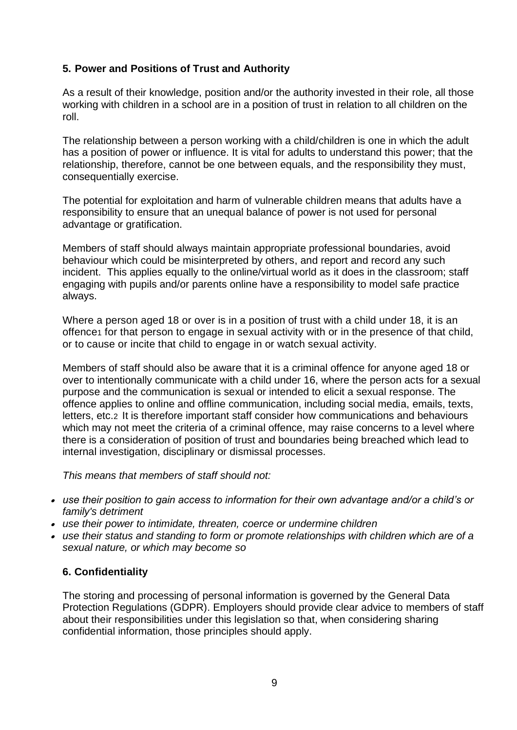## 5. Power and Positions of Trust and Authority

As a result of their knowledge, position and/or the authority invested in their role, all those working with children in a school are in a position of trust in relation to all children on the roll.

The relationship between a person working with a child/children is one in which the adult has a position of power or influence. It is vital for adults to understand this power; that the relationship, therefore, cannot be one between equals, and the responsibility they must, consequentially exercise.

The potential for exploitation and harm of vulnerable children means that adults have a responsibility to ensure that an unequal balance of power is not used for personal advantage or gratification.

Members of staff should always maintain appropriate professional boundaries, avoid behaviour which could be misinterpreted by others, and report and record any such incident. This applies equally to the online/virtual world as it does in the classroom; staff engaging with pupils and/or parents online have a responsibility to model safe practice always.

Where a person aged 18 or over is in a position of trust with a child under 18, it is an offence[1] for that person to engage in sexual activity with or in the presence of that child, or to cause or incite that child to engage in or watch sexual activity.

Members of staff should also be aware that it is a criminal offence for anyone aged 18 or over to intentionally communicate with a child under 16, where the person acts for a sexual purpose and the communication is sexual or intended to elicit a sexual response. The offence applies to online and offline communication, including social media, emails, texts, letters, etc.[2] It is therefore important staff consider how communications and behaviours which may not meet the criteria of a criminal offence, may raise concerns to a level where there is a consideration of position of trust and boundaries being breached which lead to internal investigation, disciplinary or dismissal processes.

*This means that members of staff should not:*

- *use their position to gain access to information for their own advantage and/or a child's or family's detriment*
- *use their power to intimidate, threaten, coerce or undermine children*
- *use their status and standing to form or promote relationships with children which are of a sexual nature, or which may become so*

## 6. Confidentiality

The storing and processing of personal information is governed by the General Data Protection Regulations (GDPR). Employers should provide clear advice to members of staff about their responsibilities under this legislation so that, when considering sharing confidential information, those principles should apply.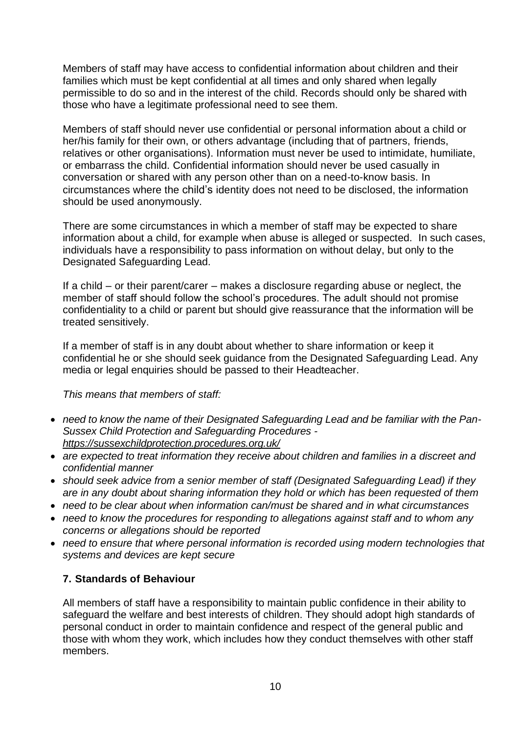Members of staff may have access to confidential information about children and their families which must be kept confidential at all times and only shared when legally permissible to do so and in the interest of the child. Records should only be shared with those who have a legitimate professional need to see them.

Members of staff should never use confidential or personal information about a child or her/his family for their own, or others advantage (including that of partners, friends, relatives or other organisations). Information must never be used to intimidate, humiliate, or embarrass the child. Confidential information should never be used casually in conversation or shared with any person other than on a need-to-know basis. In circumstances where the child's identity does not need to be disclosed, the information should be used anonymously.

There are some circumstances in which a member of staff may be expected to share information about a child, for example when abuse is alleged or suspected. In such cases, individuals have a responsibility to pass information on without delay, but only to the Designated Safeguarding Lead.

If a child – or their parent/carer – makes a disclosure regarding abuse or neglect, the member of staff should follow the school's procedures. The adult should not promise confidentiality to a child or parent but should give reassurance that the information will be treated sensitively.

If a member of staff is in any doubt about whether to share information or keep it confidential he or she should seek guidance from the Designated Safeguarding Lead. Any media or legal enquiries should be passed to their Headteacher.

*This means that members of staff:*

- *need to know the name of their Designated Safeguarding Lead and be familiar with the Pan-Sussex Child Protection and Safeguarding Procedures - https://sussexchildprotection.procedures.org.uk/*
- *are expected to treat information they receive about children and families in a discreet and confidential manner*
- *should seek advice from a senior member of staff (Designated Safeguarding Lead) if they are in any doubt about sharing information they hold or which has been requested of them*
- *need to be clear about when information can/must be shared and in what circumstances*
- *need to know the procedures for responding to allegations against staff and to whom any concerns or allegations should be reported*
- *need to ensure that where personal information is recorded using modern technologies that systems and devices are kept secure*

### 7. Standards of Behaviour

All members of staff have a responsibility to maintain public confidence in their ability to safeguard the welfare and best interests of children. They should adopt high standards of personal conduct in order to maintain confidence and respect of the general public and those with whom they work, which includes how they conduct themselves with other staff members.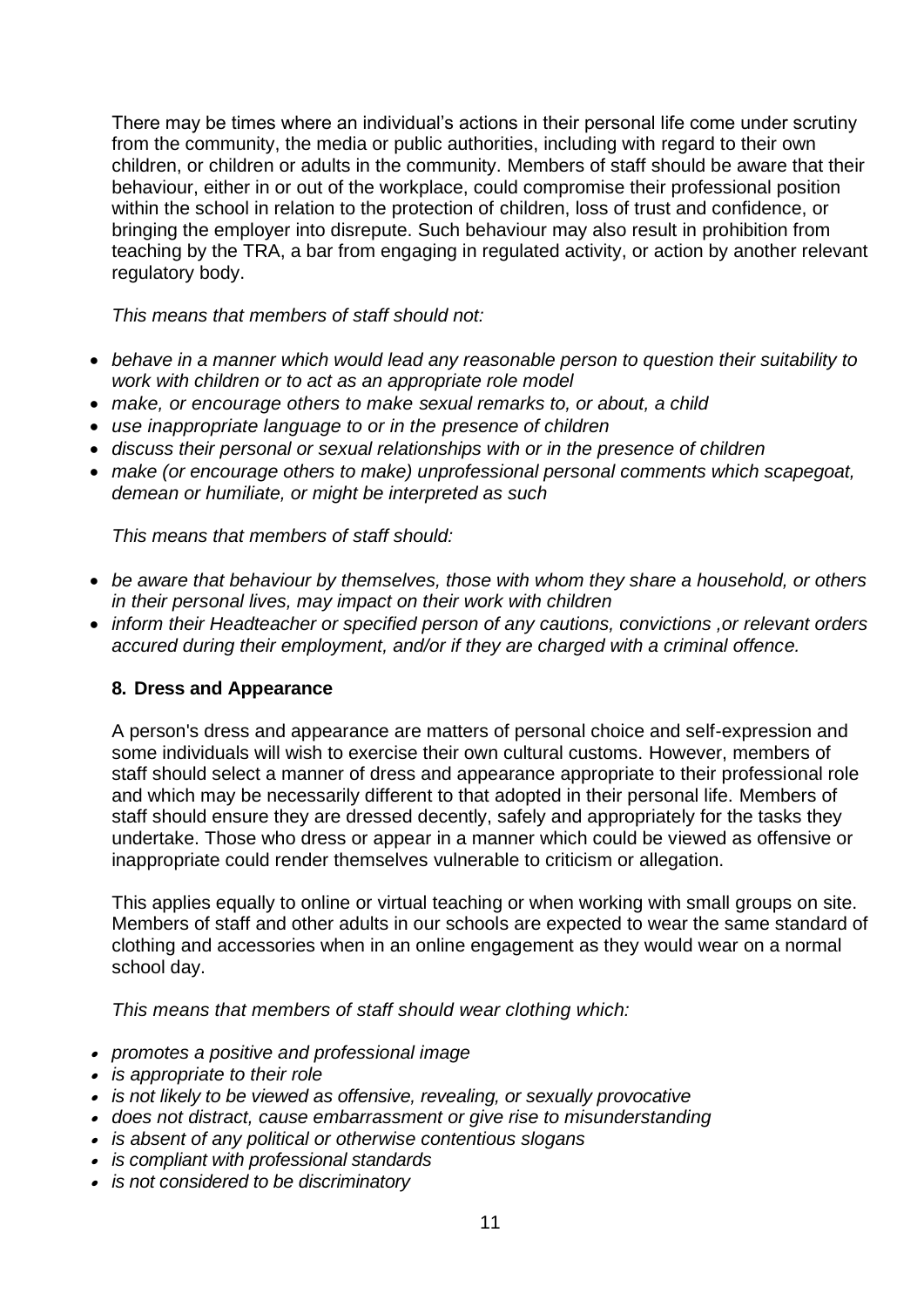There may be times where an individual's actions in their personal life come under scrutiny from the community, the media or public authorities, including with regard to their own children, or children or adults in the community. Members of staff should be aware that their behaviour, either in or out of the workplace, could compromise their professional position within the school in relation to the protection of children, loss of trust and confidence, or bringing the employer into disrepute. Such behaviour may also result in prohibition from teaching by the TRA, a bar from engaging in regulated activity, or action by another relevant regulatory body.

*This means that members of staff should not:*

- *behave in a manner which would lead any reasonable person to question their suitability to work with children or to act as an appropriate role model*
- *make, or encourage others to make sexual remarks to, or about, a child*
- *use inappropriate language to or in the presence of children*
- *discuss their personal or sexual relationships with or in the presence of children*
- *make (or encourage others to make) unprofessional personal comments which scapegoat, demean or humiliate, or might be interpreted as such*

*This means that members of staff should:*

- *be aware that behaviour by themselves, those with whom they share a household, or others in their personal lives, may impact on their work with children*
- *inform their Headteacher or specified person of any cautions, convictions ,or relevant orders accured during their employment, and/or if they are charged with a criminal offence.*

### 8. Dress and Appearance

A person's dress and appearance are matters of personal choice and self-expression and some individuals will wish to exercise their own cultural customs. However, members of staff should select a manner of dress and appearance appropriate to their professional role and which may be necessarily different to that adopted in their personal life. Members of staff should ensure they are dressed decently, safely and appropriately for the tasks they undertake. Those who dress or appear in a manner which could be viewed as offensive or inappropriate could render themselves vulnerable to criticism or allegation.

This applies equally to online or virtual teaching or when working with small groups on site. Members of staff and other adults in our schools are expected to wear the same standard of clothing and accessories when in an online engagement as they would wear on a normal school day.

*This means that members of staff should wear clothing which:*

- *promotes a positive and professional image*
- *is appropriate to their role*
- *is not likely to be viewed as offensive, revealing, or sexually provocative*
- *does not distract, cause embarrassment or give rise to misunderstanding*
- *is absent of any political or otherwise contentious slogans*
- *is compliant with professional standards*
- *is not considered to be discriminatory*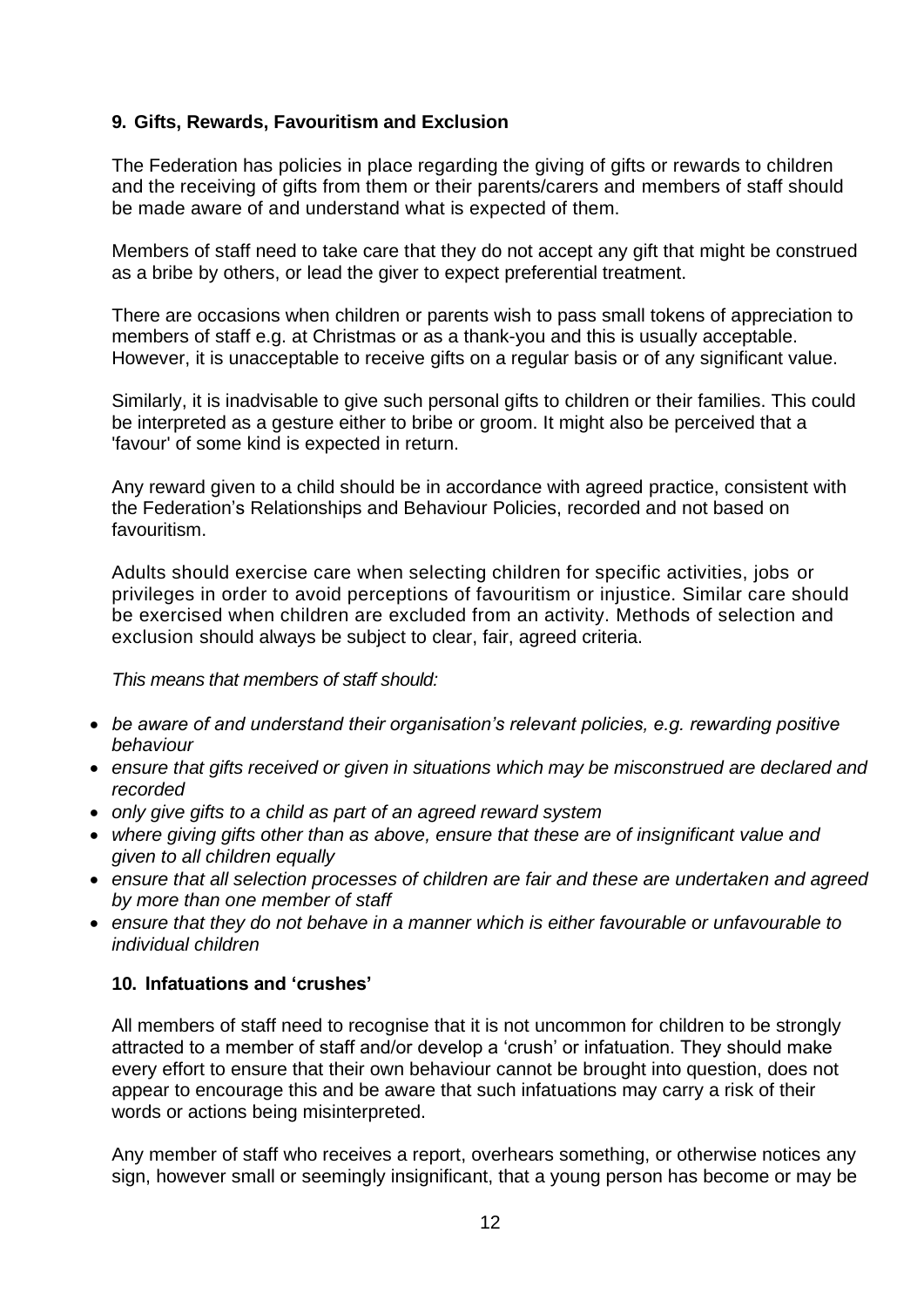## 9. Gifts, Rewards, Favouritism and Exclusion

The Federation has policies in place regarding the giving of gifts or rewards to children and the receiving of gifts from them or their parents/carers and members of staff should be made aware of and understand what is expected of them.

Members of staff need to take care that they do not accept any gift that might be construed as a bribe by others, or lead the giver to expect preferential treatment.

There are occasions when children or parents wish to pass small tokens of appreciation to members of staff e.g. at Christmas or as a thank-you and this is usually acceptable. However, it is unacceptable to receive gifts on a regular basis or of any significant value.

Similarly, it is inadvisable to give such personal gifts to children or their families. This could be interpreted as a gesture either to bribe or groom. It might also be perceived that a 'favour' of some kind is expected in return.

Any reward given to a child should be in accordance with agreed practice, consistent with the Federation's Relationships and Behaviour Policies, recorded and not based on favouritism.

Adults should exercise care when selecting children for specific activities, jobs or privileges in order to avoid perceptions of favouritism or injustice. Similar care should be exercised when children are excluded from an activity. Methods of selection and exclusion should always be subject to clear, fair, agreed criteria.

*This means that members of staff should:*

- *be aware of and understand their organisation's relevant policies, e.g. rewarding positive behaviour*
- *ensure that gifts received or given in situations which may be misconstrued are declared and recorded*
- *only give gifts to a child as part of an agreed reward system*
- *where giving gifts other than as above, ensure that these are of insignificant value and given to all children equally*
- *ensure that all selection processes of children are fair and these are undertaken and agreed by more than one member of staff*
- *ensure that they do not behave in a manner which is either favourable or unfavourable to individual children*

## 10. Infatuations and 'crushes'

All members of staff need to recognise that it is not uncommon for children to be strongly attracted to a member of staff and/or develop a 'crush' or infatuation. They should make every effort to ensure that their own behaviour cannot be brought into question, does not appear to encourage this and be aware that such infatuations may carry a risk of their words or actions being misinterpreted.

Any member of staff who receives a report, overhears something, or otherwise notices any sign, however small or seemingly insignificant, that a young person has become or may be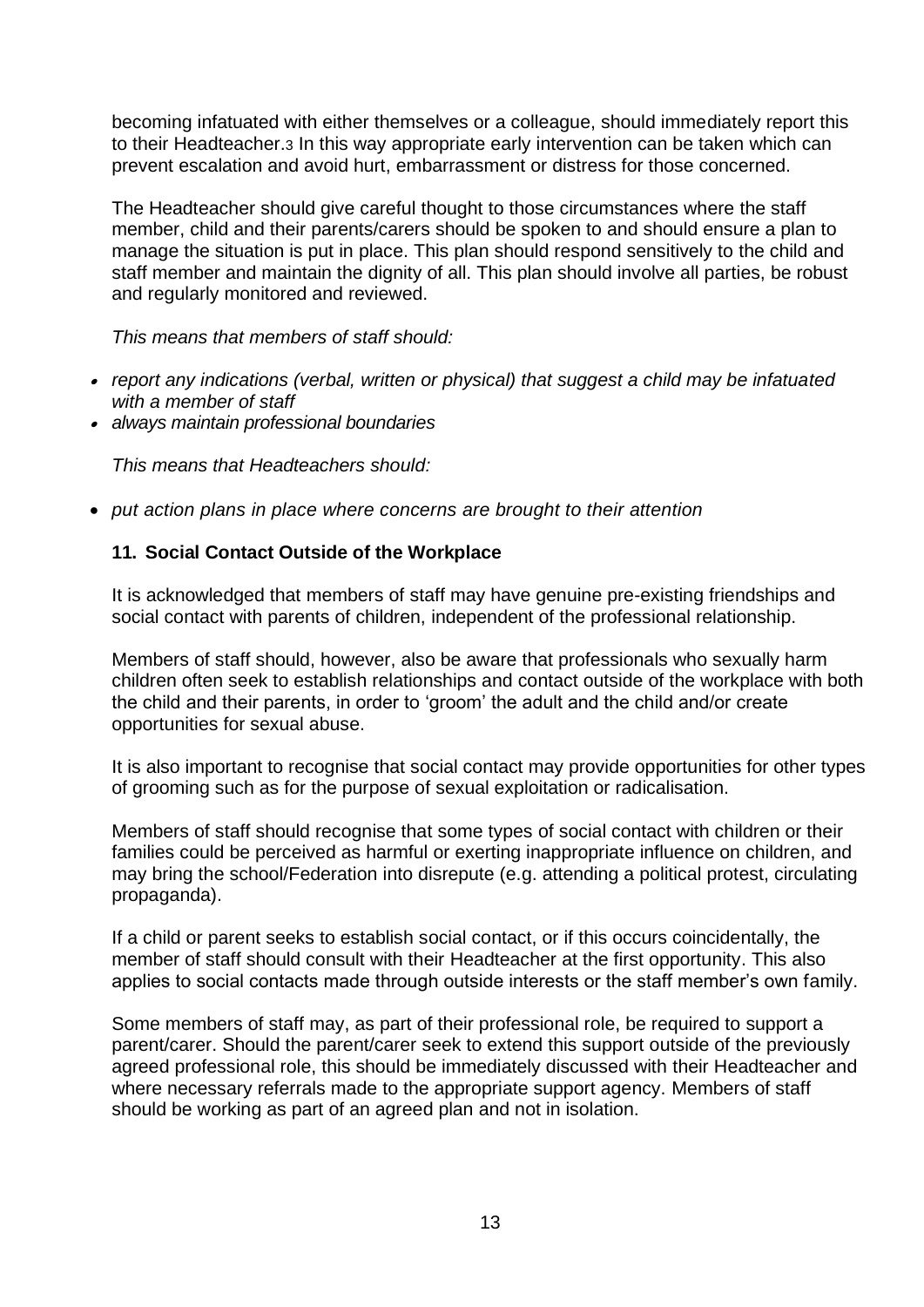becoming infatuated with either themselves or a colleague, should immediately report this to their Headteacher.[3] In this way appropriate early intervention can be taken which can prevent escalation and avoid hurt, embarrassment or distress for those concerned.

The Headteacher should give careful thought to those circumstances where the staff member, child and their parents/carers should be spoken to and should ensure a plan to manage the situation is put in place. This plan should respond sensitively to the child and staff member and maintain the dignity of all. This plan should involve all parties, be robust and regularly monitored and reviewed.

*This means that members of staff should:*

- *report any indications (verbal, written or physical) that suggest a child may be infatuated with a member of staff*
- *always maintain professional boundaries*

*This means that Headteachers should:*

- *put action plans in place where concerns are brought to their attention*

## 11. Social Contact Outside of the Workplace

It is acknowledged that members of staff may have genuine pre-existing friendships and social contact with parents of children, independent of the professional relationship.

Members of staff should, however, also be aware that professionals who sexually harm children often seek to establish relationships and contact outside of the workplace with both the child and their parents, in order to 'groom' the adult and the child and/or create opportunities for sexual abuse.

It is also important to recognise that social contact may provide opportunities for other types of grooming such as for the purpose of sexual exploitation or radicalisation.

Members of staff should recognise that some types of social contact with children or their families could be perceived as harmful or exerting inappropriate influence on children, and may bring the school/Federation into disrepute (e.g. attending a political protest, circulating propaganda).

If a child or parent seeks to establish social contact, or if this occurs coincidentally, the member of staff should consult with their Headteacher at the first opportunity. This also applies to social contacts made through outside interests or the staff member's own family.

Some members of staff may, as part of their professional role, be required to support a parent/carer. Should the parent/carer seek to extend this support outside of the previously agreed professional role, this should be immediately discussed with their Headteacher and where necessary referrals made to the appropriate support agency. Members of staff should be working as part of an agreed plan and not in isolation.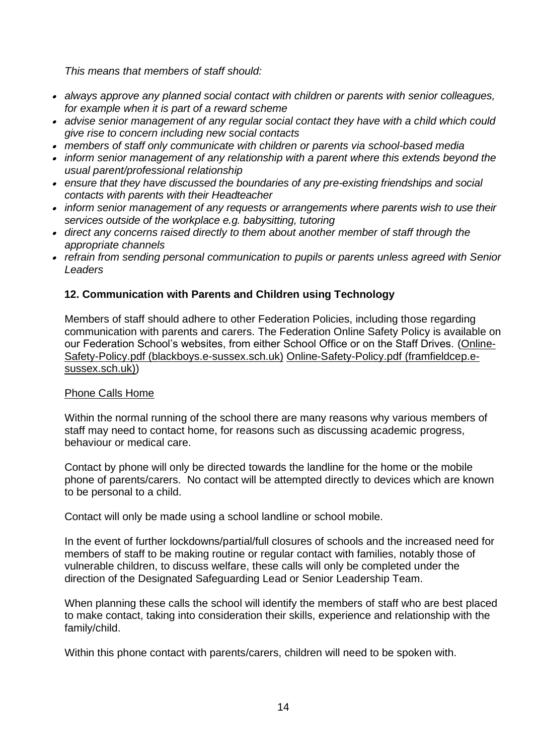*This means that members of staff should:*

- *always approve any planned social contact with children or parents with senior colleagues, for example when it is part of a reward scheme*
- *advise senior management of any regular social contact they have with a child which could give rise to concern including new social contacts*
- *members of staff only communicate with children or parents via school-based media*
- *inform senior management of any relationship with a parent where this extends beyond the usual parent/professional relationship*
- *ensure that they have discussed the boundaries of any pre-existing friendships and social contacts with parents with their Headteacher*
- *inform senior management of any requests or arrangements where parents wish to use their services outside of the workplace e.g. babysitting, tutoring*
- *direct any concerns raised directly to them about another member of staff through the appropriate channels*
- *refrain from sending personal communication to pupils or parents unless agreed with Senior Leaders*

### 12. Communication with Parents and Children using Technology

Members of staff should adhere to other Federation Policies, including those regarding communication with parents and carers. The Federation Online Safety Policy is available on our Federation School's websites, from either School Office or on the Staff Drives. (Online-Safety-Policy.pdf (blackboys.e-sussex.sch.uk) Online-Safety-Policy.pdf (framfieldcep.e-sussex.sch.uk))

Phone Calls Home

Within the normal running of the school there are many reasons why various members of staff may need to contact home, for reasons such as discussing academic progress, behaviour or medical care.

Contact by phone will only be directed towards the landline for the home or the mobile phone of parents/carers. No contact will be attempted directly to devices which are known to be personal to a child.

Contact will only be made using a school landline or school mobile.

In the event of further lockdowns/partial/full closures of schools and the increased need for members of staff to be making routine or regular contact with families, notably those of vulnerable children, to discuss welfare, these calls will only be completed under the direction of the Designated Safeguarding Lead or Senior Leadership Team.

When planning these calls the school will identify the members of staff who are best placed to make contact, taking into consideration their skills, experience and relationship with the family/child.

Within this phone contact with parents/carers, children will need to be spoken with.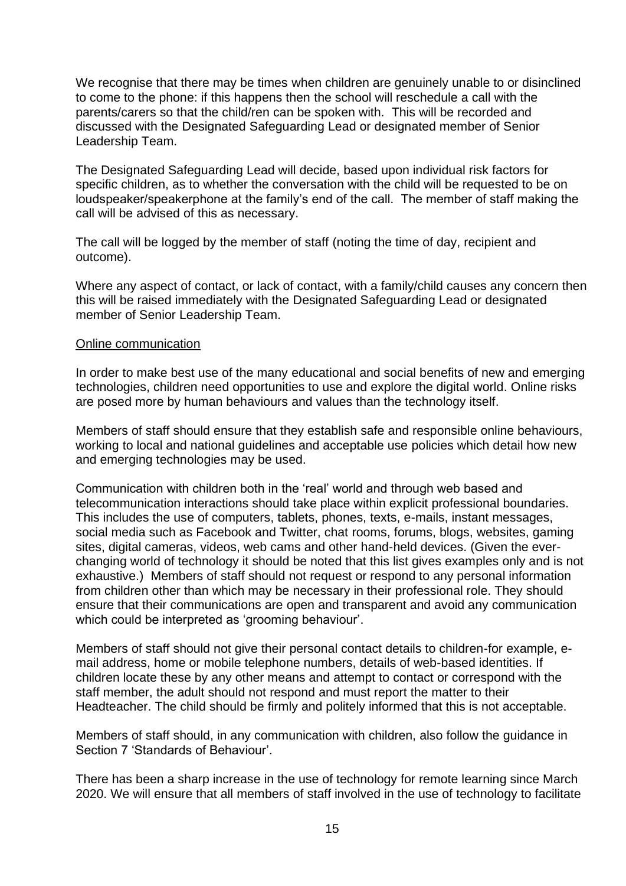We recognise that there may be times when children are genuinely unable to or disinclined to come to the phone: if this happens then the school will reschedule a call with the parents/carers so that the child/ren can be spoken with. This will be recorded and discussed with the Designated Safeguarding Lead or designated member of Senior Leadership Team.

The Designated Safeguarding Lead will decide, based upon individual risk factors for specific children, as to whether the conversation with the child will be requested to be on loudspeaker/speakerphone at the family's end of the call. The member of staff making the call will be advised of this as necessary.

The call will be logged by the member of staff (noting the time of day, recipient and outcome).

Where any aspect of contact, or lack of contact, with a family/child causes any concern then this will be raised immediately with the Designated Safeguarding Lead or designated member of Senior Leadership Team.

<u>Online communication</u>

In order to make best use of the many educational and social benefits of new and emerging technologies, children need opportunities to use and explore the digital world. Online risks are posed more by human behaviours and values than the technology itself.

Members of staff should ensure that they establish safe and responsible online behaviours, working to local and national guidelines and acceptable use policies which detail how new and emerging technologies may be used.

Communication with children both in the 'real' world and through web based and telecommunication interactions should take place within explicit professional boundaries. This includes the use of computers, tablets, phones, texts, e-mails, instant messages, social media such as Facebook and Twitter, chat rooms, forums, blogs, websites, gaming sites, digital cameras, videos, web cams and other hand-held devices. (Given the ever-changing world of technology it should be noted that this list gives examples only and is not exhaustive.) Members of staff should not request or respond to any personal information from children other than which may be necessary in their professional role. They should ensure that their communications are open and transparent and avoid any communication which could be interpreted as 'grooming behaviour'.

Members of staff should not give their personal contact details to children-for example, e-mail address, home or mobile telephone numbers, details of web-based identities. If children locate these by any other means and attempt to contact or correspond with the staff member, the adult should not respond and must report the matter to their Headteacher. The child should be firmly and politely informed that this is not acceptable.

Members of staff should, in any communication with children, also follow the guidance in Section 7 'Standards of Behaviour'.

There has been a sharp increase in the use of technology for remote learning since March 2020. We will ensure that all members of staff involved in the use of technology to facilitate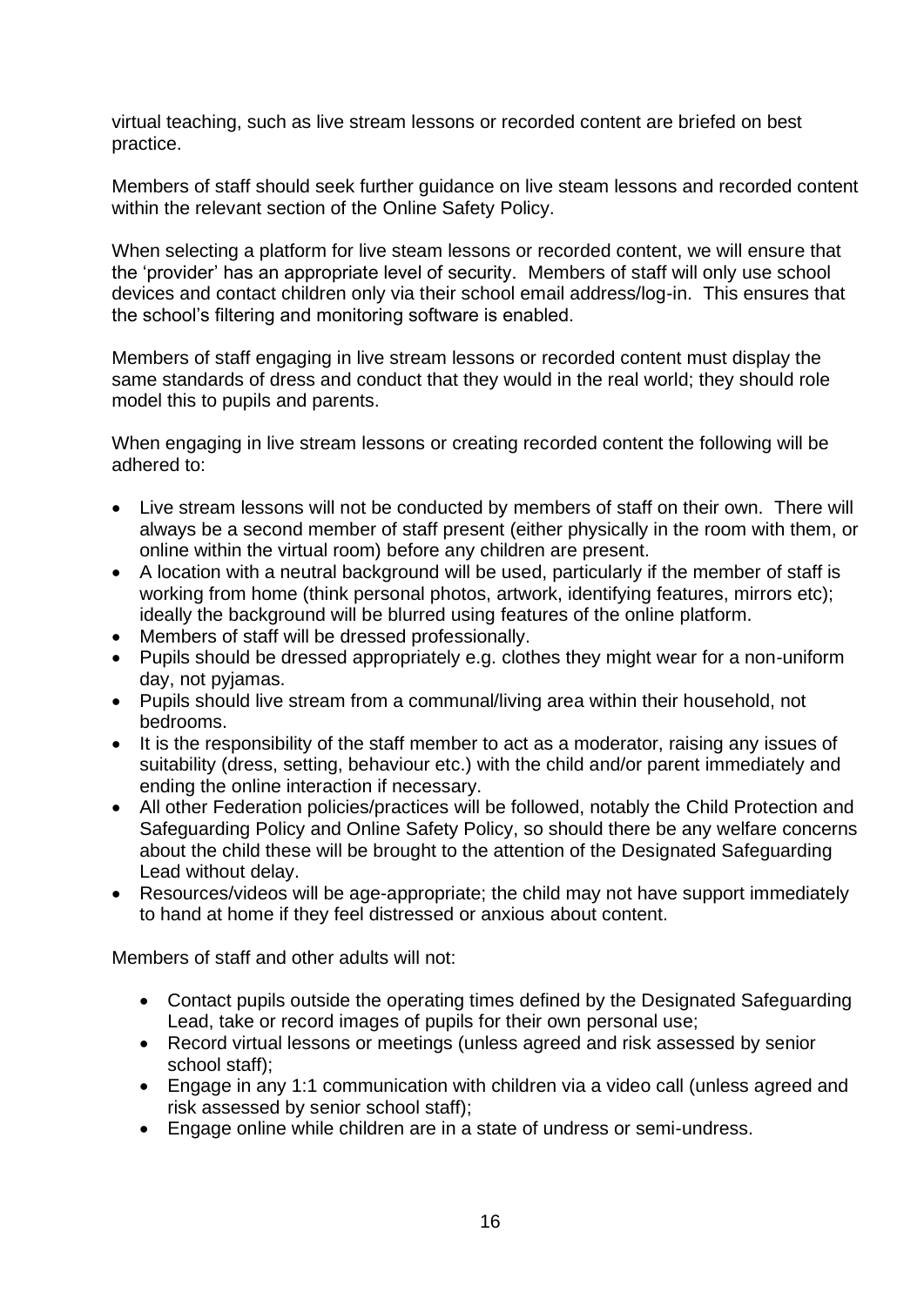virtual teaching, such as live stream lessons or recorded content are briefed on best practice.

Members of staff should seek further guidance on live steam lessons and recorded content within the relevant section of the Online Safety Policy.

When selecting a platform for live steam lessons or recorded content, we will ensure that the 'provider' has an appropriate level of security. Members of staff will only use school devices and contact children only via their school email address/log-in. This ensures that the school's filtering and monitoring software is enabled.

Members of staff engaging in live stream lessons or recorded content must display the same standards of dress and conduct that they would in the real world; they should role model this to pupils and parents.

When engaging in live stream lessons or creating recorded content the following will be adhered to:

- Live stream lessons will not be conducted by members of staff on their own. There will always be a second member of staff present (either physically in the room with them, or online within the virtual room) before any children are present.
- A location with a neutral background will be used, particularly if the member of staff is working from home (think personal photos, artwork, identifying features, mirrors etc); ideally the background will be blurred using features of the online platform.
- Members of staff will be dressed professionally.
- Pupils should be dressed appropriately e.g. clothes they might wear for a non-uniform day, not pyjamas.
- Pupils should live stream from a communal/living area within their household, not bedrooms.
- It is the responsibility of the staff member to act as a moderator, raising any issues of suitability (dress, setting, behaviour etc.) with the child and/or parent immediately and ending the online interaction if necessary.
- All other Federation policies/practices will be followed, notably the Child Protection and Safeguarding Policy and Online Safety Policy, so should there be any welfare concerns about the child these will be brought to the attention of the Designated Safeguarding Lead without delay.
- Resources/videos will be age-appropriate; the child may not have support immediately to hand at home if they feel distressed or anxious about content.

Members of staff and other adults will not:

- Contact pupils outside the operating times defined by the Designated Safeguarding Lead, take or record images of pupils for their own personal use;
- Record virtual lessons or meetings (unless agreed and risk assessed by senior school staff);
- Engage in any 1:1 communication with children via a video call (unless agreed and risk assessed by senior school staff);
- Engage online while children are in a state of undress or semi-undress.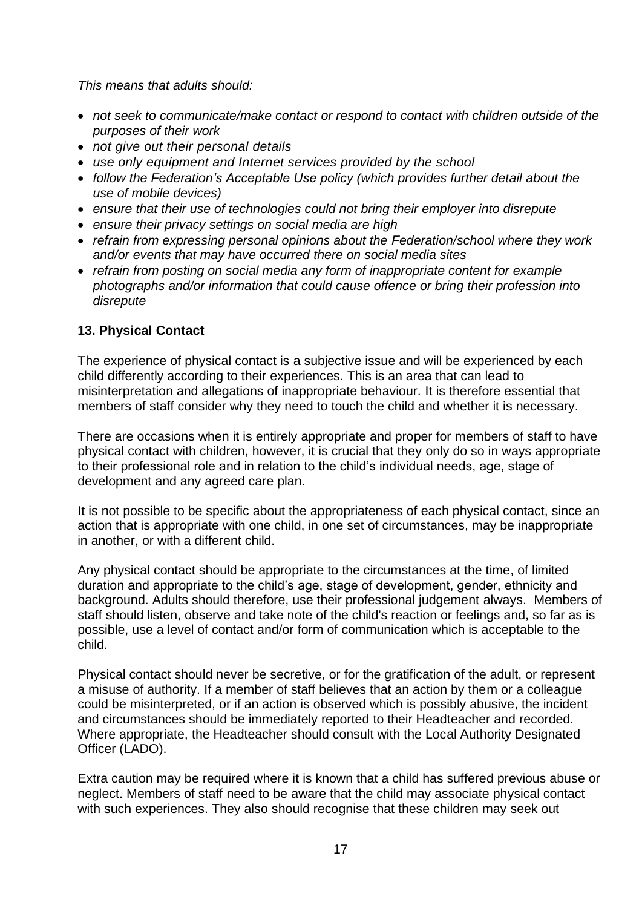*This means that adults should:*

- *not seek to communicate/make contact or respond to contact with children outside of the purposes of their work*
- *not give out their personal details*
- *use only equipment and Internet services provided by the school*
- *follow the Federation's Acceptable Use policy (which provides further detail about the use of mobile devices)*
- *ensure that their use of technologies could not bring their employer into disrepute*
- *ensure their privacy settings on social media are high*
- *refrain from expressing personal opinions about the Federation/school where they work and/or events that may have occurred there on social media sites*
- *refrain from posting on social media any form of inappropriate content for example photographs and/or information that could cause offence or bring their profession into disrepute*

### 13. Physical Contact

The experience of physical contact is a subjective issue and will be experienced by each child differently according to their experiences. This is an area that can lead to misinterpretation and allegations of inappropriate behaviour. It is therefore essential that members of staff consider why they need to touch the child and whether it is necessary.

There are occasions when it is entirely appropriate and proper for members of staff to have physical contact with children, however, it is crucial that they only do so in ways appropriate to their professional role and in relation to the child's individual needs, age, stage of development and any agreed care plan.

It is not possible to be specific about the appropriateness of each physical contact, since an action that is appropriate with one child, in one set of circumstances, may be inappropriate in another, or with a different child.

Any physical contact should be appropriate to the circumstances at the time, of limited duration and appropriate to the child's age, stage of development, gender, ethnicity and background. Adults should therefore, use their professional judgement always. Members of staff should listen, observe and take note of the child's reaction or feelings and, so far as is possible, use a level of contact and/or form of communication which is acceptable to the child.

Physical contact should never be secretive, or for the gratification of the adult, or represent a misuse of authority. If a member of staff believes that an action by them or a colleague could be misinterpreted, or if an action is observed which is possibly abusive, the incident and circumstances should be immediately reported to their Headteacher and recorded. Where appropriate, the Headteacher should consult with the Local Authority Designated Officer (LADO).

Extra caution may be required where it is known that a child has suffered previous abuse or neglect. Members of staff need to be aware that the child may associate physical contact with such experiences. They also should recognise that these children may seek out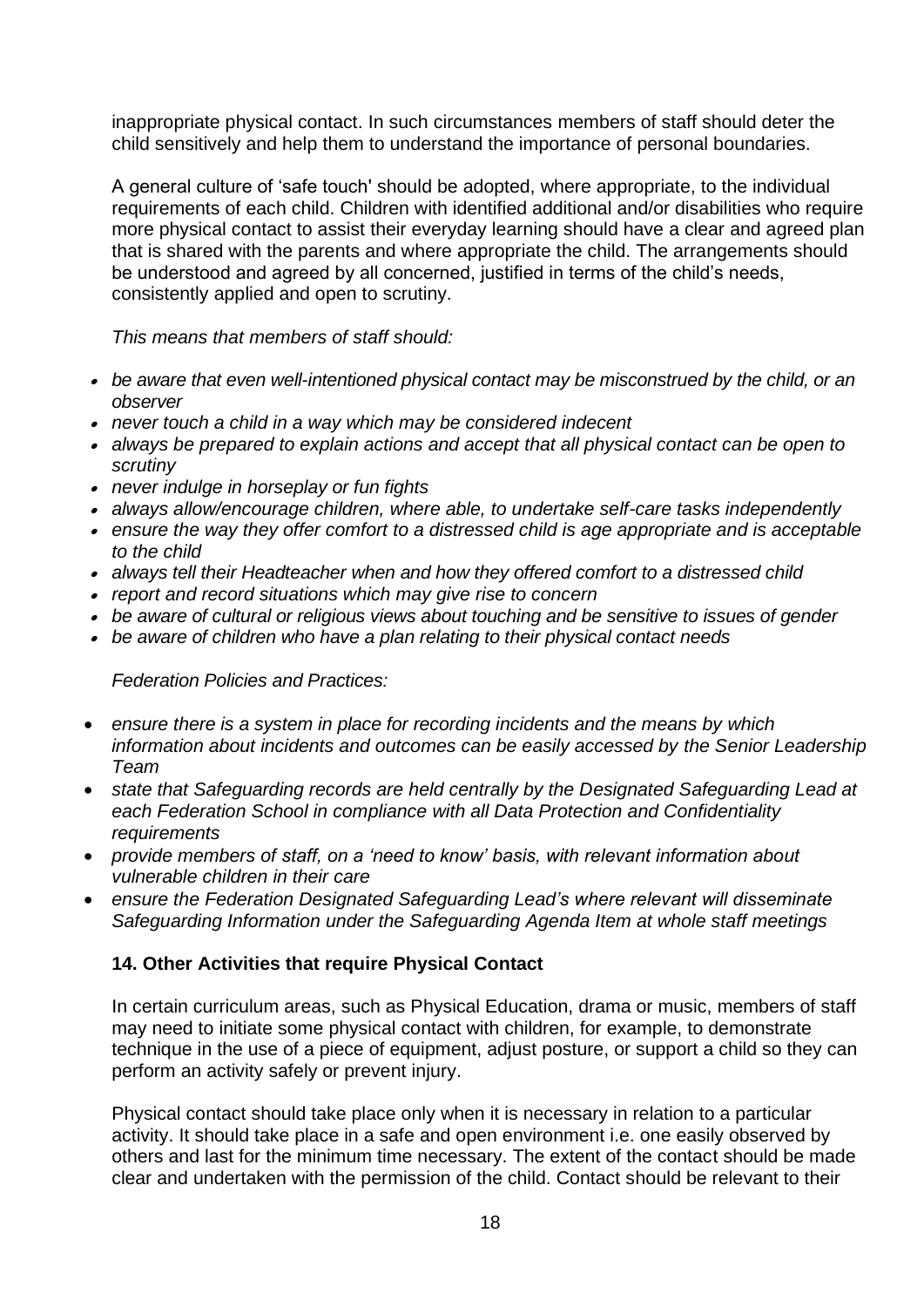inappropriate physical contact. In such circumstances members of staff should deter the child sensitively and help them to understand the importance of personal boundaries.

A general culture of 'safe touch' should be adopted, where appropriate, to the individual requirements of each child. Children with identified additional and/or disabilities who require more physical contact to assist their everyday learning should have a clear and agreed plan that is shared with the parents and where appropriate the child. The arrangements should be understood and agreed by all concerned, justified in terms of the child's needs, consistently applied and open to scrutiny.

*This means that members of staff should:*

- *be aware that even well-intentioned physical contact may be misconstrued by the child, or an observer*
- *never touch a child in a way which may be considered indecent*
- *always be prepared to explain actions and accept that all physical contact can be open to scrutiny*
- *never indulge in horseplay or fun fights*
- *always allow/encourage children, where able, to undertake self-care tasks independently*
- *ensure the way they offer comfort to a distressed child is age appropriate and is acceptable to the child*
- *always tell their Headteacher when and how they offered comfort to a distressed child*
- *report and record situations which may give rise to concern*
- *be aware of cultural or religious views about touching and be sensitive to issues of gender*
- *be aware of children who have a plan relating to their physical contact needs*

*Federation Policies and Practices:*

- *ensure there is a system in place for recording incidents and the means by which information about incidents and outcomes can be easily accessed by the Senior Leadership Team*
- *state that Safeguarding records are held centrally by the Designated Safeguarding Lead at each Federation School in compliance with all Data Protection and Confidentiality requirements*
- *provide members of staff, on a 'need to know' basis, with relevant information about vulnerable children in their care*
- *ensure the Federation Designated Safeguarding Lead's where relevant will disseminate Safeguarding Information under the Safeguarding Agenda Item at whole staff meetings*

## 14. Other Activities that require Physical Contact

In certain curriculum areas, such as Physical Education, drama or music, members of staff may need to initiate some physical contact with children, for example, to demonstrate technique in the use of a piece of equipment, adjust posture, or support a child so they can perform an activity safely or prevent injury.

Physical contact should take place only when it is necessary in relation to a particular activity. It should take place in a safe and open environment i.e. one easily observed by others and last for the minimum time necessary. The extent of the contact should be made clear and undertaken with the permission of the child. Contact should be relevant to their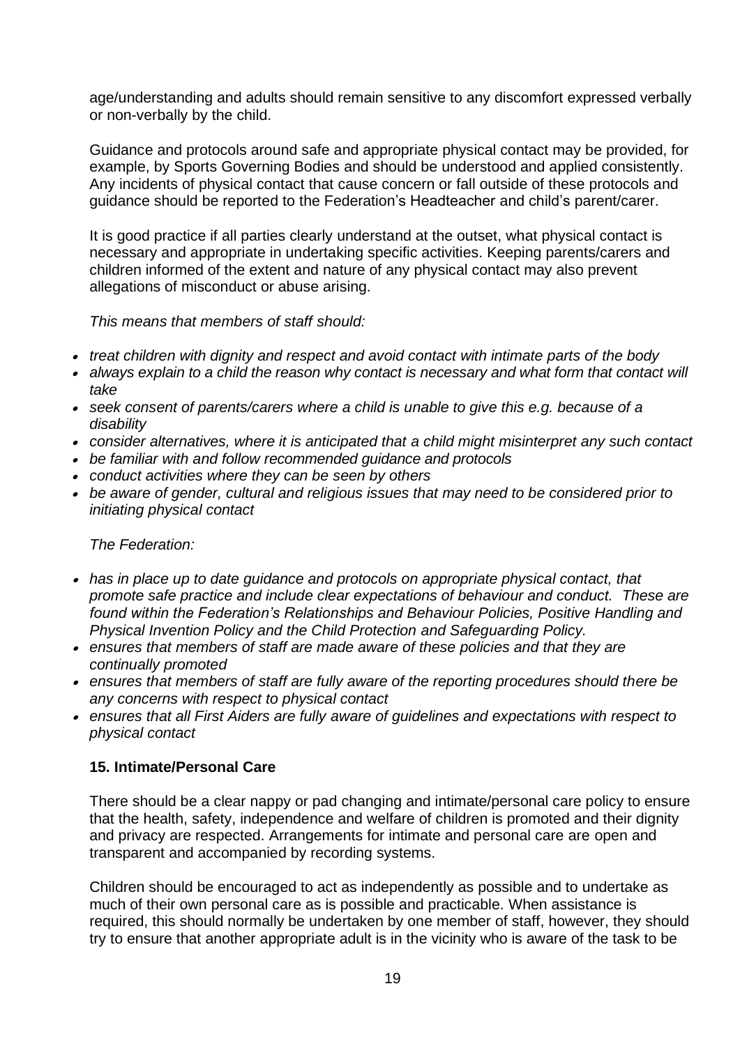age/understanding and adults should remain sensitive to any discomfort expressed verbally or non-verbally by the child.

Guidance and protocols around safe and appropriate physical contact may be provided, for example, by Sports Governing Bodies and should be understood and applied consistently. Any incidents of physical contact that cause concern or fall outside of these protocols and guidance should be reported to the Federation's Headteacher and child's parent/carer.

It is good practice if all parties clearly understand at the outset, what physical contact is necessary and appropriate in undertaking specific activities. Keeping parents/carers and children informed of the extent and nature of any physical contact may also prevent allegations of misconduct or abuse arising.

*This means that members of staff should:*

- *treat children with dignity and respect and avoid contact with intimate parts of the body*
- *always explain to a child the reason why contact is necessary and what form that contact will take*
- *seek consent of parents/carers where a child is unable to give this e.g. because of a disability*
- *consider alternatives, where it is anticipated that a child might misinterpret any such contact*
- *be familiar with and follow recommended guidance and protocols*
- *conduct activities where they can be seen by others*
- *be aware of gender, cultural and religious issues that may need to be considered prior to initiating physical contact*

*The Federation:*

- *has in place up to date guidance and protocols on appropriate physical contact, that promote safe practice and include clear expectations of behaviour and conduct. These are found within the Federation's Relationships and Behaviour Policies, Positive Handling and Physical Invention Policy and the Child Protection and Safeguarding Policy.*
- *ensures that members of staff are made aware of these policies and that they are continually promoted*
- *ensures that members of staff are fully aware of the reporting procedures should there be any concerns with respect to physical contact*
- *ensures that all First Aiders are fully aware of guidelines and expectations with respect to physical contact*

## 15. Intimate/Personal Care

There should be a clear nappy or pad changing and intimate/personal care policy to ensure that the health, safety, independence and welfare of children is promoted and their dignity and privacy are respected. Arrangements for intimate and personal care are open and transparent and accompanied by recording systems.

Children should be encouraged to act as independently as possible and to undertake as much of their own personal care as is possible and practicable. When assistance is required, this should normally be undertaken by one member of staff, however, they should try to ensure that another appropriate adult is in the vicinity who is aware of the task to be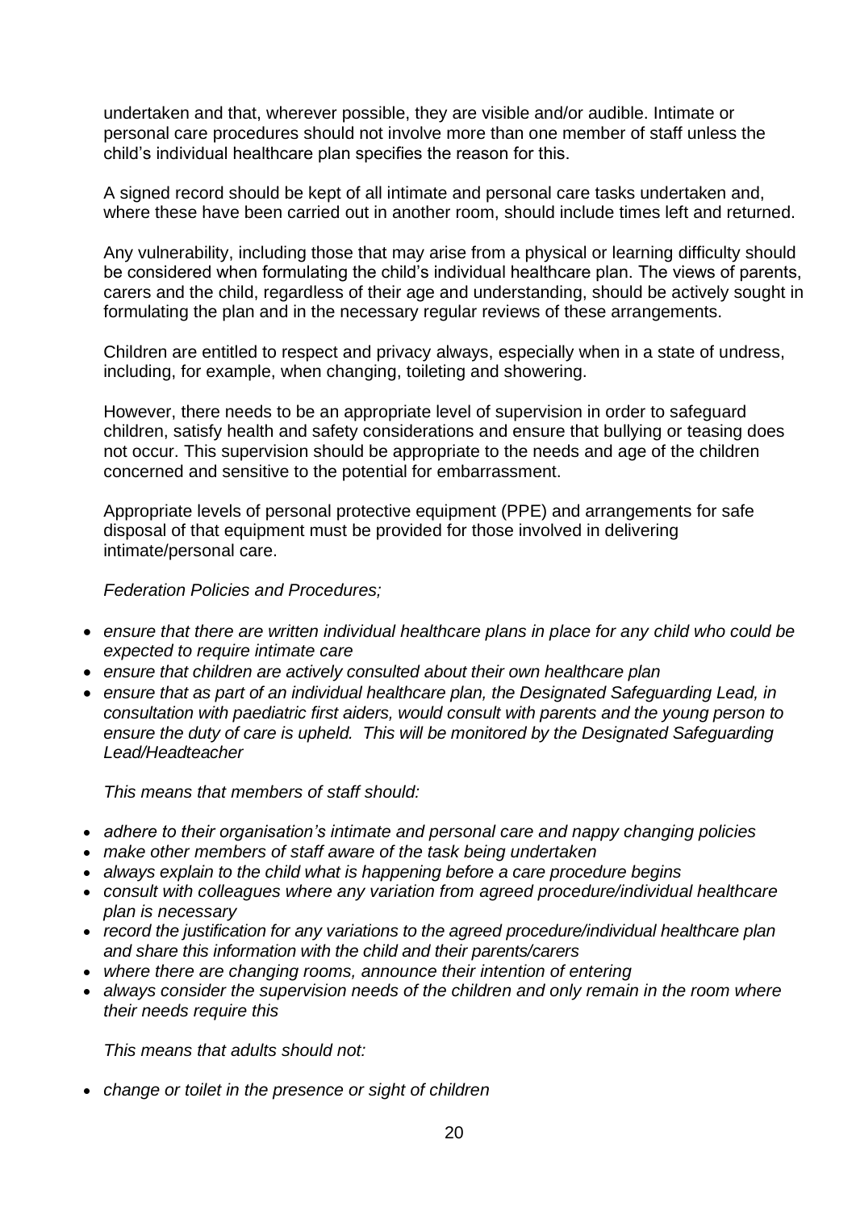undertaken and that, wherever possible, they are visible and/or audible. Intimate or personal care procedures should not involve more than one member of staff unless the child's individual healthcare plan specifies the reason for this.

A signed record should be kept of all intimate and personal care tasks undertaken and, where these have been carried out in another room, should include times left and returned.

Any vulnerability, including those that may arise from a physical or learning difficulty should be considered when formulating the child's individual healthcare plan. The views of parents, carers and the child, regardless of their age and understanding, should be actively sought in formulating the plan and in the necessary regular reviews of these arrangements.

Children are entitled to respect and privacy always, especially when in a state of undress, including, for example, when changing, toileting and showering.

However, there needs to be an appropriate level of supervision in order to safeguard children, satisfy health and safety considerations and ensure that bullying or teasing does not occur. This supervision should be appropriate to the needs and age of the children concerned and sensitive to the potential for embarrassment.

Appropriate levels of personal protective equipment (PPE) and arrangements for safe disposal of that equipment must be provided for those involved in delivering intimate/personal care.

*Federation Policies and Procedures;*

- *ensure that there are written individual healthcare plans in place for any child who could be expected to require intimate care*
- *ensure that children are actively consulted about their own healthcare plan*
- *ensure that as part of an individual healthcare plan, the Designated Safeguarding Lead, in consultation with paediatric first aiders, would consult with parents and the young person to ensure the duty of care is upheld. This will be monitored by the Designated Safeguarding Lead/Headteacher*

*This means that members of staff should:*

- *adhere to their organisation's intimate and personal care and nappy changing policies*
- *make other members of staff aware of the task being undertaken*
- *always explain to the child what is happening before a care procedure begins*
- *consult with colleagues where any variation from agreed procedure/individual healthcare plan is necessary*
- *record the justification for any variations to the agreed procedure/individual healthcare plan and share this information with the child and their parents/carers*
- *where there are changing rooms, announce their intention of entering*
- *always consider the supervision needs of the children and only remain in the room where their needs require this*

*This means that adults should not:*

- *change or toilet in the presence or sight of children*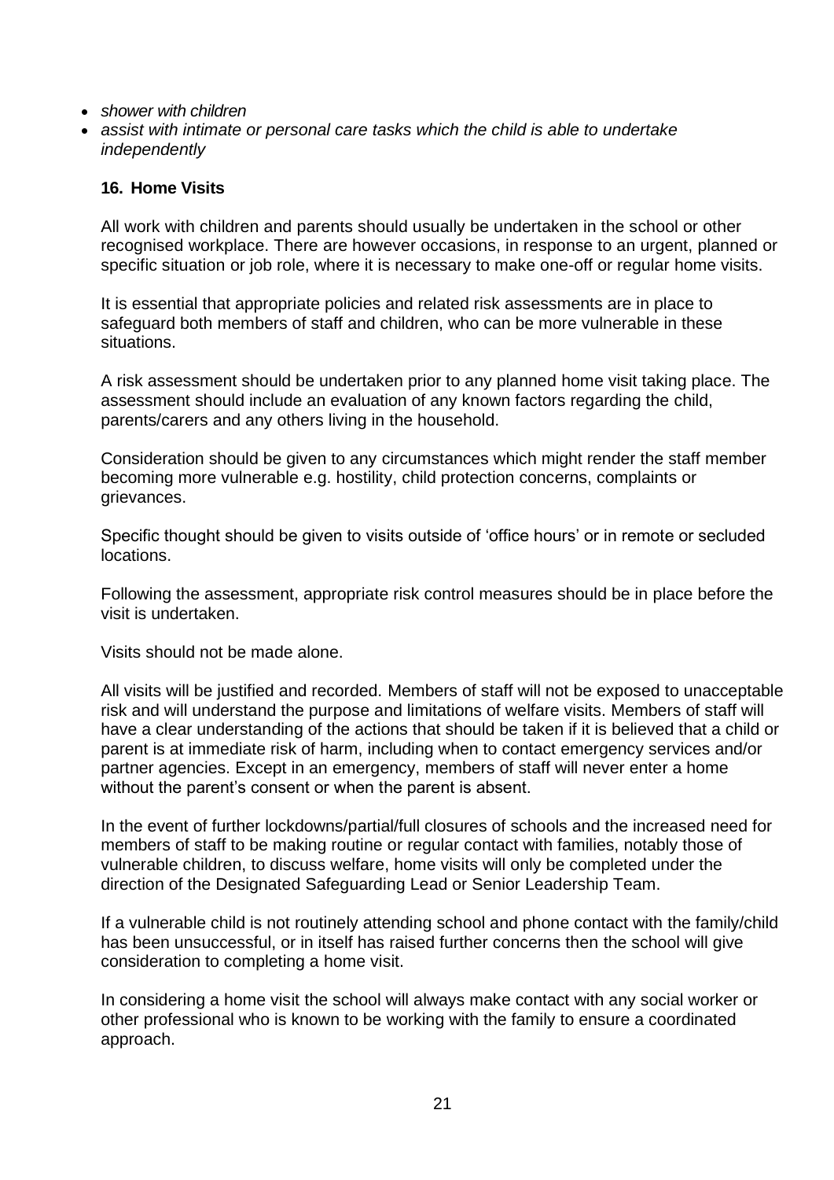- *shower with children*
- *assist with intimate or personal care tasks which the child is able to undertake independently*

### 16. Home Visits

All work with children and parents should usually be undertaken in the school or other recognised workplace. There are however occasions, in response to an urgent, planned or specific situation or job role, where it is necessary to make one-off or regular home visits.

It is essential that appropriate policies and related risk assessments are in place to safeguard both members of staff and children, who can be more vulnerable in these situations.

A risk assessment should be undertaken prior to any planned home visit taking place. The assessment should include an evaluation of any known factors regarding the child, parents/carers and any others living in the household.

Consideration should be given to any circumstances which might render the staff member becoming more vulnerable e.g. hostility, child protection concerns, complaints or grievances.

Specific thought should be given to visits outside of 'office hours' or in remote or secluded locations.

Following the assessment, appropriate risk control measures should be in place before the visit is undertaken.

Visits should not be made alone.

All visits will be justified and recorded. Members of staff will not be exposed to unacceptable risk and will understand the purpose and limitations of welfare visits. Members of staff will have a clear understanding of the actions that should be taken if it is believed that a child or parent is at immediate risk of harm, including when to contact emergency services and/or partner agencies. Except in an emergency, members of staff will never enter a home without the parent's consent or when the parent is absent.

In the event of further lockdowns/partial/full closures of schools and the increased need for members of staff to be making routine or regular contact with families, notably those of vulnerable children, to discuss welfare, home visits will only be completed under the direction of the Designated Safeguarding Lead or Senior Leadership Team.

If a vulnerable child is not routinely attending school and phone contact with the family/child has been unsuccessful, or in itself has raised further concerns then the school will give consideration to completing a home visit.

In considering a home visit the school will always make contact with any social worker or other professional who is known to be working with the family to ensure a coordinated approach.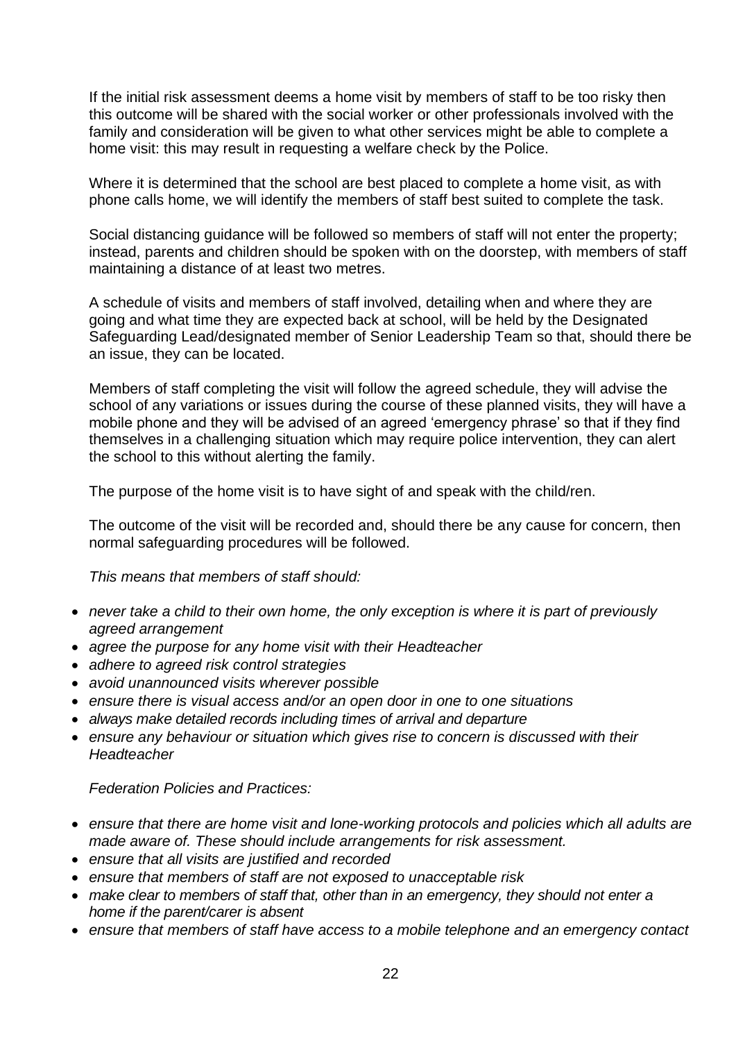If the initial risk assessment deems a home visit by members of staff to be too risky then this outcome will be shared with the social worker or other professionals involved with the family and consideration will be given to what other services might be able to complete a home visit: this may result in requesting a welfare check by the Police.

Where it is determined that the school are best placed to complete a home visit, as with phone calls home, we will identify the members of staff best suited to complete the task.

Social distancing guidance will be followed so members of staff will not enter the property; instead, parents and children should be spoken with on the doorstep, with members of staff maintaining a distance of at least two metres.

A schedule of visits and members of staff involved, detailing when and where they are going and what time they are expected back at school, will be held by the Designated Safeguarding Lead/designated member of Senior Leadership Team so that, should there be an issue, they can be located.

Members of staff completing the visit will follow the agreed schedule, they will advise the school of any variations or issues during the course of these planned visits, they will have a mobile phone and they will be advised of an agreed 'emergency phrase' so that if they find themselves in a challenging situation which may require police intervention, they can alert the school to this without alerting the family.

The purpose of the home visit is to have sight of and speak with the child/ren.

The outcome of the visit will be recorded and, should there be any cause for concern, then normal safeguarding procedures will be followed.

*This means that members of staff should:*

- *never take a child to their own home, the only exception is where it is part of previously agreed arrangement*
- *agree the purpose for any home visit with their Headteacher*
- *adhere to agreed risk control strategies*
- *avoid unannounced visits wherever possible*
- *ensure there is visual access and/or an open door in one to one situations*
- *always make detailed records including times of arrival and departure*
- *ensure any behaviour or situation which gives rise to concern is discussed with their Headteacher*

*Federation Policies and Practices:*

- *ensure that there are home visit and lone-working protocols and policies which all adults are made aware of. These should include arrangements for risk assessment.*
- *ensure that all visits are justified and recorded*
- *ensure that members of staff are not exposed to unacceptable risk*
- *make clear to members of staff that, other than in an emergency, they should not enter a home if the parent/carer is absent*
- *ensure that members of staff have access to a mobile telephone and an emergency contact*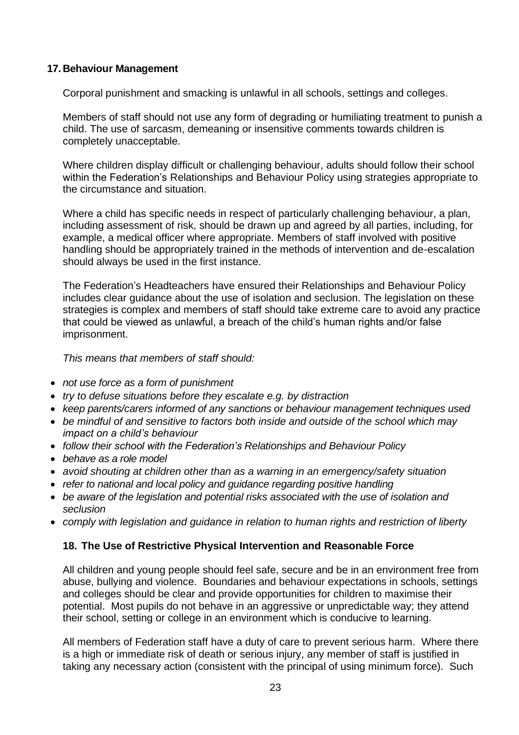## 17. Behaviour Management

Corporal punishment and smacking is unlawful in all schools, settings and colleges.

Members of staff should not use any form of degrading or humiliating treatment to punish a child. The use of sarcasm, demeaning or insensitive comments towards children is completely unacceptable.

Where children display difficult or challenging behaviour, adults should follow their school within the Federation's Relationships and Behaviour Policy using strategies appropriate to the circumstance and situation.

Where a child has specific needs in respect of particularly challenging behaviour, a plan, including assessment of risk, should be drawn up and agreed by all parties, including, for example, a medical officer where appropriate. Members of staff involved with positive handling should be appropriately trained in the methods of intervention and de-escalation should always be used in the first instance.

The Federation's Headteachers have ensured their Relationships and Behaviour Policy includes clear guidance about the use of isolation and seclusion. The legislation on these strategies is complex and members of staff should take extreme care to avoid any practice that could be viewed as unlawful, a breach of the child's human rights and/or false imprisonment.

*This means that members of staff should:*

- *not use force as a form of punishment*
- *try to defuse situations before they escalate e.g. by distraction*
- *keep parents/carers informed of any sanctions or behaviour management techniques used*
- *be mindful of and sensitive to factors both inside and outside of the school which may impact on a child's behaviour*
- *follow their school with the Federation's Relationships and Behaviour Policy*
- *behave as a role model*
- *avoid shouting at children other than as a warning in an emergency/safety situation*
- *refer to national and local policy and guidance regarding positive handling*
- *be aware of the legislation and potential risks associated with the use of isolation and seclusion*
- *comply with legislation and guidance in relation to human rights and restriction of liberty*

## 18. The Use of Restrictive Physical Intervention and Reasonable Force

All children and young people should feel safe, secure and be in an environment free from abuse, bullying and violence. Boundaries and behaviour expectations in schools, settings and colleges should be clear and provide opportunities for children to maximise their potential. Most pupils do not behave in an aggressive or unpredictable way; they attend their school, setting or college in an environment which is conducive to learning.

All members of Federation staff have a duty of care to prevent serious harm. Where there is a high or immediate risk of death or serious injury, any member of staff is justified in taking any necessary action (consistent with the principal of using minimum force). Such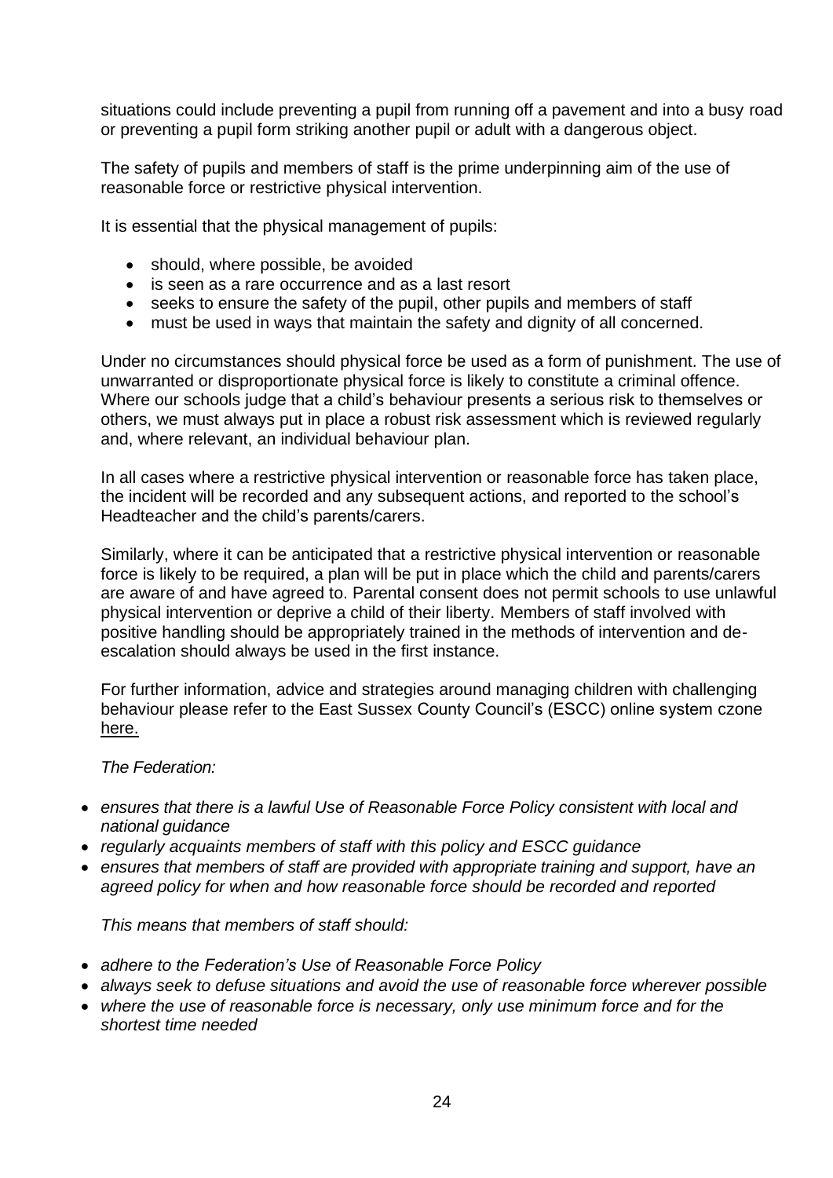situations could include preventing a pupil from running off a pavement and into a busy road or preventing a pupil form striking another pupil or adult with a dangerous object.

The safety of pupils and members of staff is the prime underpinning aim of the use of reasonable force or restrictive physical intervention.

It is essential that the physical management of pupils:

- should, where possible, be avoided
- is seen as a rare occurrence and as a last resort
- seeks to ensure the safety of the pupil, other pupils and members of staff
- must be used in ways that maintain the safety and dignity of all concerned.

Under no circumstances should physical force be used as a form of punishment. The use of unwarranted or disproportionate physical force is likely to constitute a criminal offence. Where our schools judge that a child's behaviour presents a serious risk to themselves or others, we must always put in place a robust risk assessment which is reviewed regularly and, where relevant, an individual behaviour plan.

In all cases where a restrictive physical intervention or reasonable force has taken place, the incident will be recorded and any subsequent actions, and reported to the school's Headteacher and the child's parents/carers.

Similarly, where it can be anticipated that a restrictive physical intervention or reasonable force is likely to be required, a plan will be put in place which the child and parents/carers are aware of and have agreed to. Parental consent does not permit schools to use unlawful physical intervention or deprive a child of their liberty. Members of staff involved with positive handling should be appropriately trained in the methods of intervention and de-escalation should always be used in the first instance.

For further information, advice and strategies around managing children with challenging behaviour please refer to the East Sussex County Council's (ESCC) online system czone here.

*The Federation:*

- *ensures that there is a lawful Use of Reasonable Force Policy consistent with local and national guidance*
- *regularly acquaints members of staff with this policy and ESCC guidance*
- *ensures that members of staff are provided with appropriate training and support, have an agreed policy for when and how reasonable force should be recorded and reported*

*This means that members of staff should:*

- *adhere to the Federation's Use of Reasonable Force Policy*
- *always seek to defuse situations and avoid the use of reasonable force wherever possible*
- *where the use of reasonable force is necessary, only use minimum force and for the shortest time needed*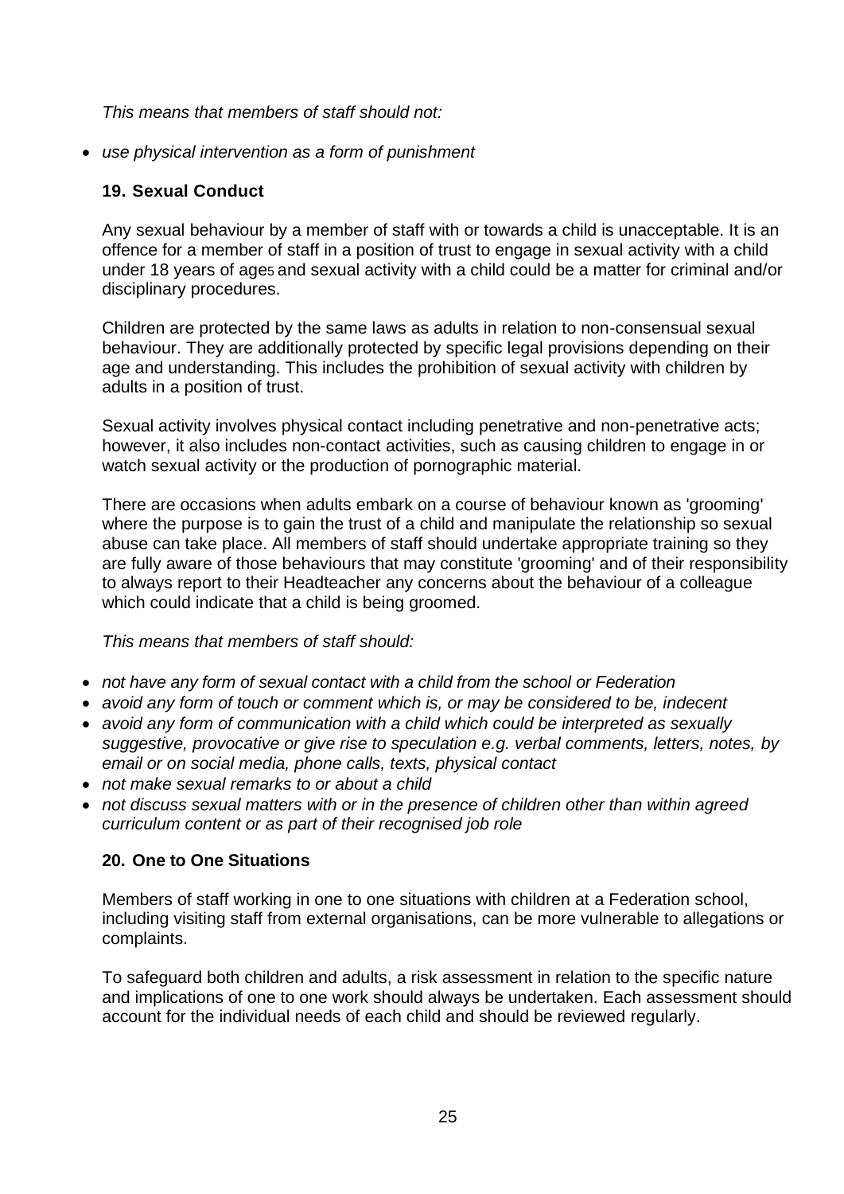*This means that members of staff should not:*

- *use physical intervention as a form of punishment*

### 19. Sexual Conduct

Any sexual behaviour by a member of staff with or towards a child is unacceptable. It is an offence for a member of staff in a position of trust to engage in sexual activity with a child under 18 years of age[5] and sexual activity with a child could be a matter for criminal and/or disciplinary procedures.

Children are protected by the same laws as adults in relation to non-consensual sexual behaviour. They are additionally protected by specific legal provisions depending on their age and understanding. This includes the prohibition of sexual activity with children by adults in a position of trust.

Sexual activity involves physical contact including penetrative and non-penetrative acts; however, it also includes non-contact activities, such as causing children to engage in or watch sexual activity or the production of pornographic material.

There are occasions when adults embark on a course of behaviour known as 'grooming' where the purpose is to gain the trust of a child and manipulate the relationship so sexual abuse can take place. All members of staff should undertake appropriate training so they are fully aware of those behaviours that may constitute 'grooming' and of their responsibility to always report to their Headteacher any concerns about the behaviour of a colleague which could indicate that a child is being groomed.

*This means that members of staff should:*

- *not have any form of sexual contact with a child from the school or Federation*
- *avoid any form of touch or comment which is, or may be considered to be, indecent*
- *avoid any form of communication with a child which could be interpreted as sexually suggestive, provocative or give rise to speculation e.g. verbal comments, letters, notes, by email or on social media, phone calls, texts, physical contact*
- *not make sexual remarks to or about a child*
- *not discuss sexual matters with or in the presence of children other than within agreed curriculum content or as part of their recognised job role*

### 20. One to One Situations

Members of staff working in one to one situations with children at a Federation school, including visiting staff from external organisations, can be more vulnerable to allegations or complaints.

To safeguard both children and adults, a risk assessment in relation to the specific nature and implications of one to one work should always be undertaken. Each assessment should account for the individual needs of each child and should be reviewed regularly.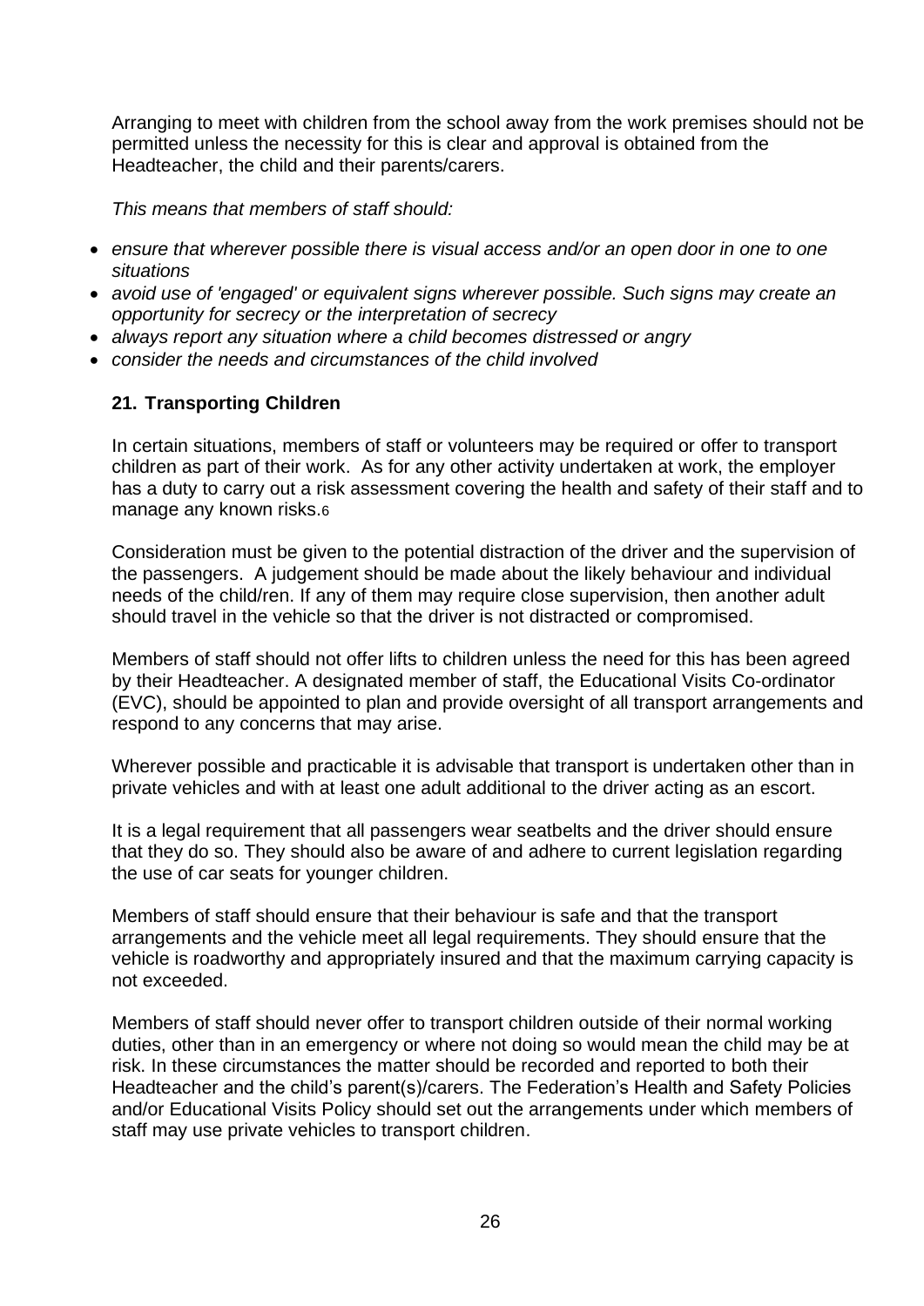Arranging to meet with children from the school away from the work premises should not be permitted unless the necessity for this is clear and approval is obtained from the Headteacher, the child and their parents/carers.

*This means that members of staff should:*

- *ensure that wherever possible there is visual access and/or an open door in one to one situations*
- *avoid use of 'engaged' or equivalent signs wherever possible. Such signs may create an opportunity for secrecy or the interpretation of secrecy*
- *always report any situation where a child becomes distressed or angry*
- *consider the needs and circumstances of the child involved*

## 21. Transporting Children

In certain situations, members of staff or volunteers may be required or offer to transport children as part of their work. As for any other activity undertaken at work, the employer has a duty to carry out a risk assessment covering the health and safety of their staff and to manage any known risks.[6]

Consideration must be given to the potential distraction of the driver and the supervision of the passengers. A judgement should be made about the likely behaviour and individual needs of the child/ren. If any of them may require close supervision, then another adult should travel in the vehicle so that the driver is not distracted or compromised.

Members of staff should not offer lifts to children unless the need for this has been agreed by their Headteacher. A designated member of staff, the Educational Visits Co-ordinator (EVC), should be appointed to plan and provide oversight of all transport arrangements and respond to any concerns that may arise.

Wherever possible and practicable it is advisable that transport is undertaken other than in private vehicles and with at least one adult additional to the driver acting as an escort.

It is a legal requirement that all passengers wear seatbelts and the driver should ensure that they do so. They should also be aware of and adhere to current legislation regarding the use of car seats for younger children.

Members of staff should ensure that their behaviour is safe and that the transport arrangements and the vehicle meet all legal requirements. They should ensure that the vehicle is roadworthy and appropriately insured and that the maximum carrying capacity is not exceeded.

Members of staff should never offer to transport children outside of their normal working duties, other than in an emergency or where not doing so would mean the child may be at risk. In these circumstances the matter should be recorded and reported to both their Headteacher and the child's parent(s)/carers. The Federation's Health and Safety Policies and/or Educational Visits Policy should set out the arrangements under which members of staff may use private vehicles to transport children.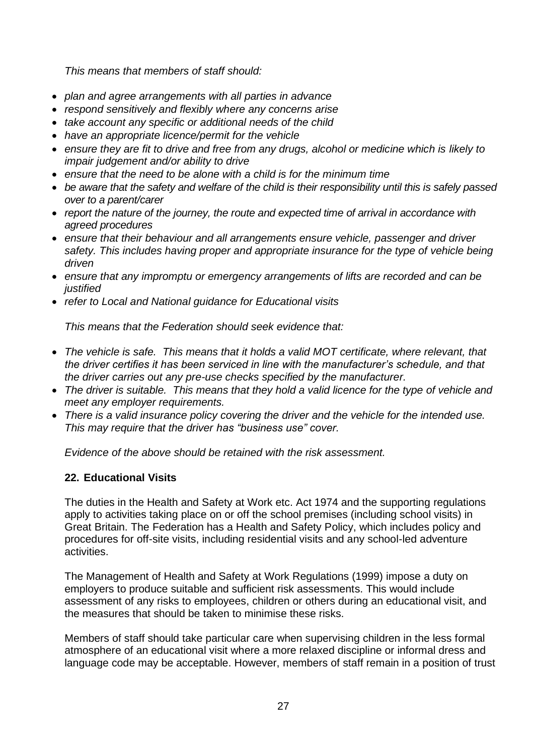*This means that members of staff should:*

- *plan and agree arrangements with all parties in advance*
- *respond sensitively and flexibly where any concerns arise*
- *take account any specific or additional needs of the child*
- *have an appropriate licence/permit for the vehicle*
- *ensure they are fit to drive and free from any drugs, alcohol or medicine which is likely to impair judgement and/or ability to drive*
- *ensure that the need to be alone with a child is for the minimum time*
- *be aware that the safety and welfare of the child is their responsibility until this is safely passed over to a parent/carer*
- *report the nature of the journey, the route and expected time of arrival in accordance with agreed procedures*
- *ensure that their behaviour and all arrangements ensure vehicle, passenger and driver safety. This includes having proper and appropriate insurance for the type of vehicle being driven*
- *ensure that any impromptu or emergency arrangements of lifts are recorded and can be justified*
- *refer to Local and National guidance for Educational visits*

*This means that the Federation should seek evidence that:*

- *The vehicle is safe. This means that it holds a valid MOT certificate, where relevant, that the driver certifies it has been serviced in line with the manufacturer's schedule, and that the driver carries out any pre-use checks specified by the manufacturer.*
- *The driver is suitable. This means that they hold a valid licence for the type of vehicle and meet any employer requirements.*
- *There is a valid insurance policy covering the driver and the vehicle for the intended use. This may require that the driver has "business use" cover.*

*Evidence of the above should be retained with the risk assessment.*

## 22. Educational Visits

The duties in the Health and Safety at Work etc. Act 1974 and the supporting regulations apply to activities taking place on or off the school premises (including school visits) in Great Britain. The Federation has a Health and Safety Policy, which includes policy and procedures for off-site visits, including residential visits and any school-led adventure activities.

The Management of Health and Safety at Work Regulations (1999) impose a duty on employers to produce suitable and sufficient risk assessments. This would include assessment of any risks to employees, children or others during an educational visit, and the measures that should be taken to minimise these risks.

Members of staff should take particular care when supervising children in the less formal atmosphere of an educational visit where a more relaxed discipline or informal dress and language code may be acceptable. However, members of staff remain in a position of trust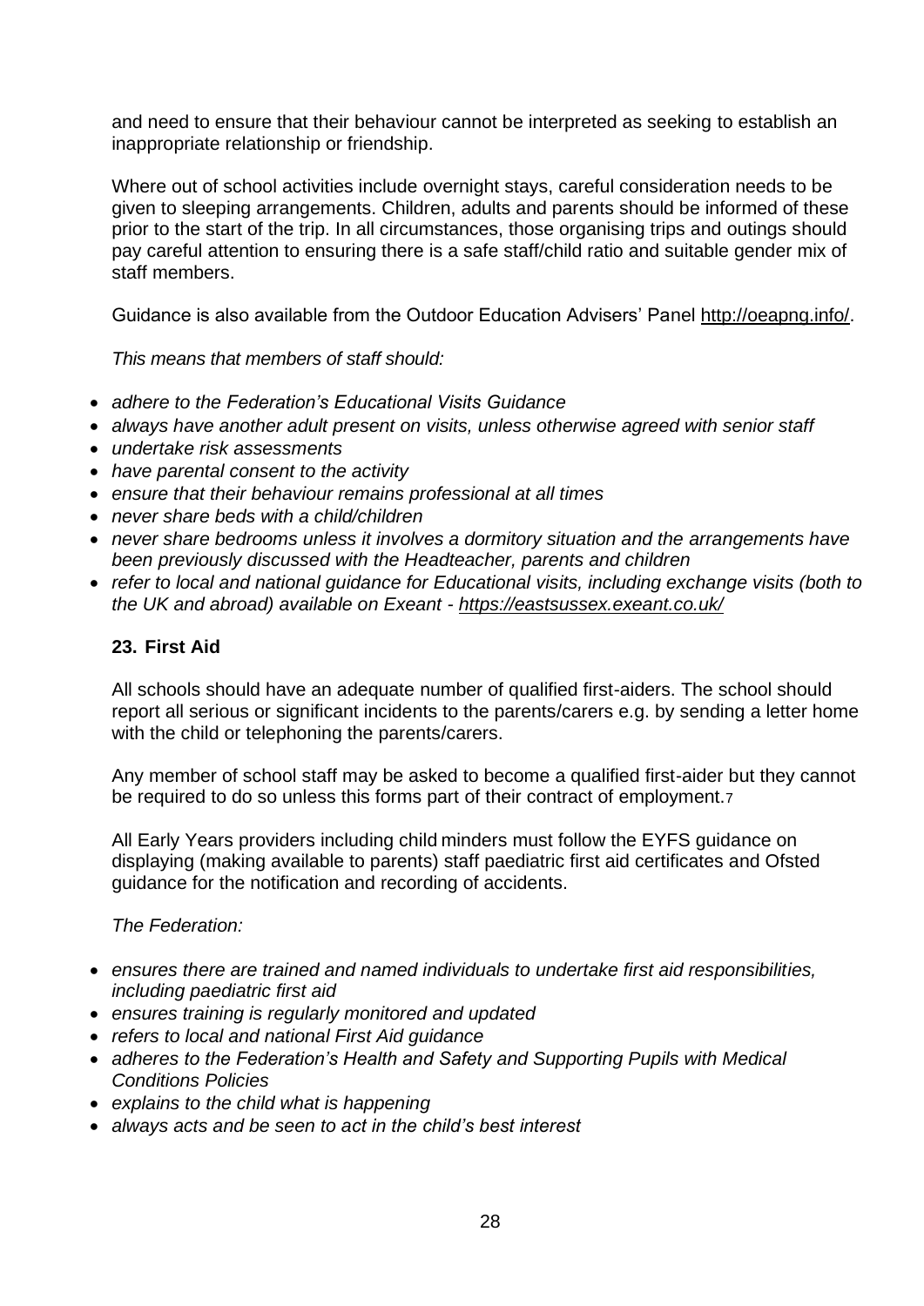and need to ensure that their behaviour cannot be interpreted as seeking to establish an inappropriate relationship or friendship.

Where out of school activities include overnight stays, careful consideration needs to be given to sleeping arrangements. Children, adults and parents should be informed of these prior to the start of the trip. In all circumstances, those organising trips and outings should pay careful attention to ensuring there is a safe staff/child ratio and suitable gender mix of staff members.

Guidance is also available from the Outdoor Education Advisers' Panel http://oeapng.info/.

*This means that members of staff should:*

- *adhere to the Federation's Educational Visits Guidance*
- *always have another adult present on visits, unless otherwise agreed with senior staff*
- *undertake risk assessments*
- *have parental consent to the activity*
- *ensure that their behaviour remains professional at all times*
- *never share beds with a child/children*
- *never share bedrooms unless it involves a dormitory situation and the arrangements have been previously discussed with the Headteacher, parents and children*
- *refer to local and national guidance for Educational visits, including exchange visits (both to the UK and abroad) available on Exeant - https://eastsussex.exeant.co.uk/*

## 23. First Aid

All schools should have an adequate number of qualified first-aiders. The school should report all serious or significant incidents to the parents/carers e.g. by sending a letter home with the child or telephoning the parents/carers.

Any member of school staff may be asked to become a qualified first-aider but they cannot be required to do so unless this forms part of their contract of employment.[7]

All Early Years providers including child minders must follow the EYFS guidance on displaying (making available to parents) staff paediatric first aid certificates and Ofsted guidance for the notification and recording of accidents.

*The Federation:*

- *ensures there are trained and named individuals to undertake first aid responsibilities, including paediatric first aid*
- *ensures training is regularly monitored and updated*
- *refers to local and national First Aid guidance*
- *adheres to the Federation's Health and Safety and Supporting Pupils with Medical Conditions Policies*
- *explains to the child what is happening*
- *always acts and be seen to act in the child's best interest*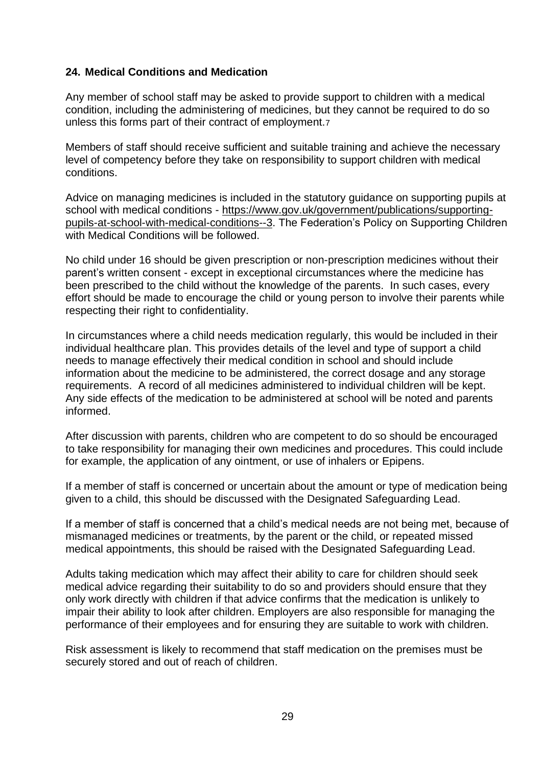## 24. Medical Conditions and Medication

Any member of school staff may be asked to provide support to children with a medical condition, including the administering of medicines, but they cannot be required to do so unless this forms part of their contract of employment.[7]

Members of staff should receive sufficient and suitable training and achieve the necessary level of competency before they take on responsibility to support children with medical conditions.

Advice on managing medicines is included in the statutory guidance on supporting pupils at school with medical conditions - https://www.gov.uk/government/publications/supporting-pupils-at-school-with-medical-conditions--3. The Federation's Policy on Supporting Children with Medical Conditions will be followed.

No child under 16 should be given prescription or non-prescription medicines without their parent's written consent - except in exceptional circumstances where the medicine has been prescribed to the child without the knowledge of the parents. In such cases, every effort should be made to encourage the child or young person to involve their parents while respecting their right to confidentiality.

In circumstances where a child needs medication regularly, this would be included in their individual healthcare plan. This provides details of the level and type of support a child needs to manage effectively their medical condition in school and should include information about the medicine to be administered, the correct dosage and any storage requirements. A record of all medicines administered to individual children will be kept. Any side effects of the medication to be administered at school will be noted and parents informed.

After discussion with parents, children who are competent to do so should be encouraged to take responsibility for managing their own medicines and procedures. This could include for example, the application of any ointment, or use of inhalers or Epipens.

If a member of staff is concerned or uncertain about the amount or type of medication being given to a child, this should be discussed with the Designated Safeguarding Lead.

If a member of staff is concerned that a child's medical needs are not being met, because of mismanaged medicines or treatments, by the parent or the child, or repeated missed medical appointments, this should be raised with the Designated Safeguarding Lead.

Adults taking medication which may affect their ability to care for children should seek medical advice regarding their suitability to do so and providers should ensure that they only work directly with children if that advice confirms that the medication is unlikely to impair their ability to look after children. Employers are also responsible for managing the performance of their employees and for ensuring they are suitable to work with children.

Risk assessment is likely to recommend that staff medication on the premises must be securely stored and out of reach of children.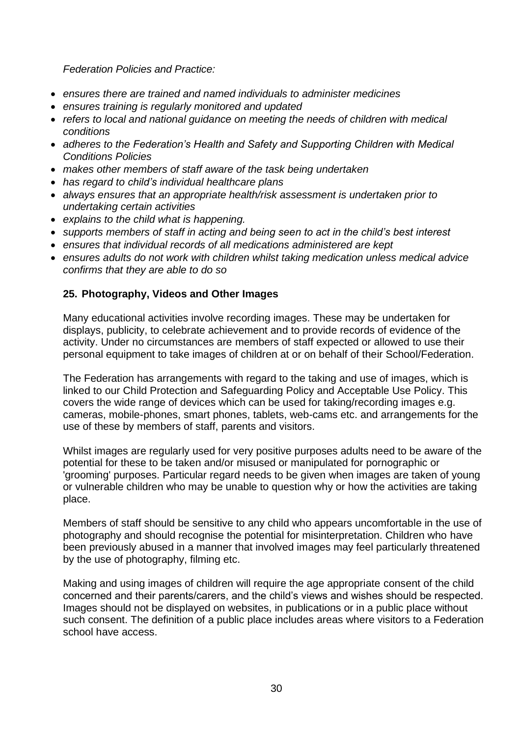*Federation Policies and Practice:*

- *ensures there are trained and named individuals to administer medicines*
- *ensures training is regularly monitored and updated*
- *refers to local and national guidance on meeting the needs of children with medical conditions*
- *adheres to the Federation's Health and Safety and Supporting Children with Medical Conditions Policies*
- *makes other members of staff aware of the task being undertaken*
- *has regard to child's individual healthcare plans*
- *always ensures that an appropriate health/risk assessment is undertaken prior to undertaking certain activities*
- *explains to the child what is happening.*
- *supports members of staff in acting and being seen to act in the child's best interest*
- *ensures that individual records of all medications administered are kept*
- *ensures adults do not work with children whilst taking medication unless medical advice confirms that they are able to do so*

## 25. Photography, Videos and Other Images

Many educational activities involve recording images. These may be undertaken for displays, publicity, to celebrate achievement and to provide records of evidence of the activity. Under no circumstances are members of staff expected or allowed to use their personal equipment to take images of children at or on behalf of their School/Federation.

The Federation has arrangements with regard to the taking and use of images, which is linked to our Child Protection and Safeguarding Policy and Acceptable Use Policy. This covers the wide range of devices which can be used for taking/recording images e.g. cameras, mobile-phones, smart phones, tablets, web-cams etc. and arrangements for the use of these by members of staff, parents and visitors.

Whilst images are regularly used for very positive purposes adults need to be aware of the potential for these to be taken and/or misused or manipulated for pornographic or 'grooming' purposes. Particular regard needs to be given when images are taken of young or vulnerable children who may be unable to question why or how the activities are taking place.

Members of staff should be sensitive to any child who appears uncomfortable in the use of photography and should recognise the potential for misinterpretation. Children who have been previously abused in a manner that involved images may feel particularly threatened by the use of photography, filming etc.

Making and using images of children will require the age appropriate consent of the child concerned and their parents/carers, and the child's views and wishes should be respected. Images should not be displayed on websites, in publications or in a public place without such consent. The definition of a public place includes areas where visitors to a Federation school have access.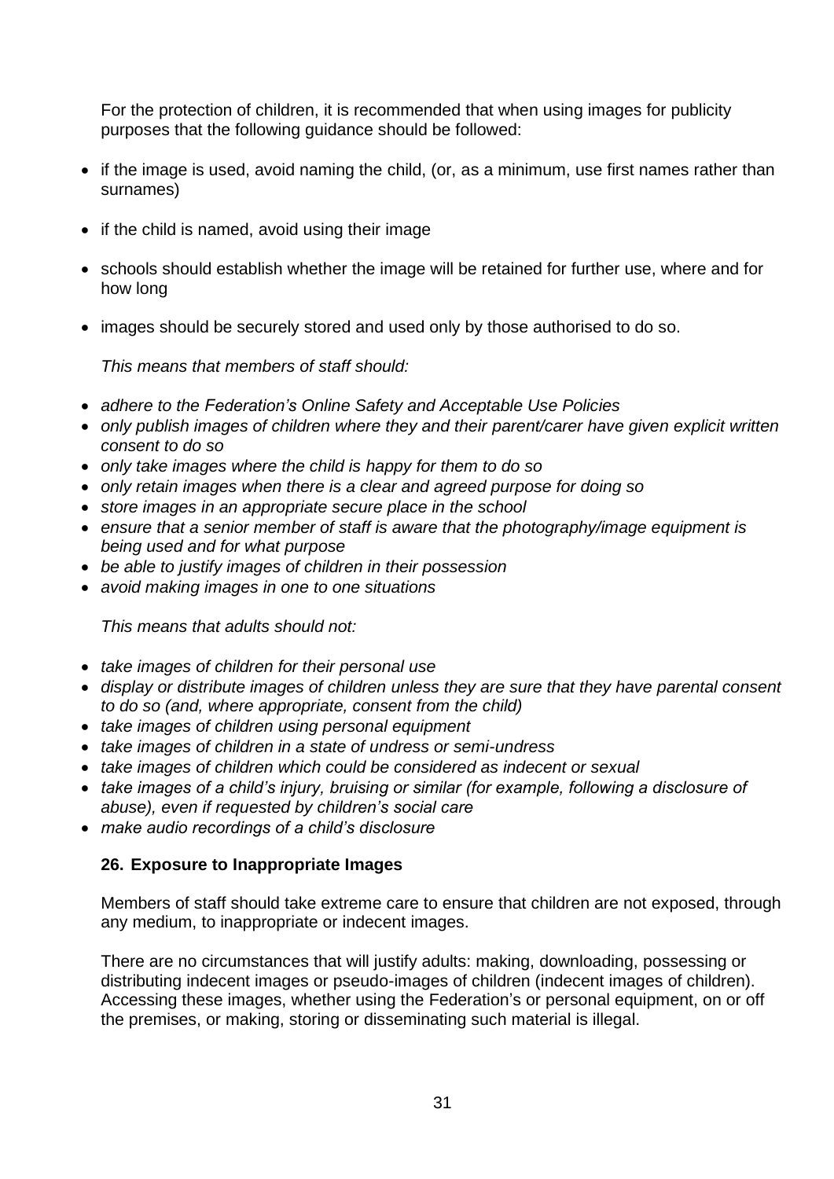For the protection of children, it is recommended that when using images for publicity purposes that the following guidance should be followed:

- if the image is used, avoid naming the child, (or, as a minimum, use first names rather than surnames)
- if the child is named, avoid using their image
- schools should establish whether the image will be retained for further use, where and for how long
- images should be securely stored and used only by those authorised to do so.

*This means that members of staff should:*

- *adhere to the Federation's Online Safety and Acceptable Use Policies*
- *only publish images of children where they and their parent/carer have given explicit written consent to do so*
- *only take images where the child is happy for them to do so*
- *only retain images when there is a clear and agreed purpose for doing so*
- *store images in an appropriate secure place in the school*
- *ensure that a senior member of staff is aware that the photography/image equipment is being used and for what purpose*
- *be able to justify images of children in their possession*
- *avoid making images in one to one situations*

*This means that adults should not:*

- *take images of children for their personal use*
- *display or distribute images of children unless they are sure that they have parental consent to do so (and, where appropriate, consent from the child)*
- *take images of children using personal equipment*
- *take images of children in a state of undress or semi-undress*
- *take images of children which could be considered as indecent or sexual*
- *take images of a child's injury, bruising or similar (for example, following a disclosure of abuse), even if requested by children's social care*
- *make audio recordings of a child's disclosure*

## 26. Exposure to Inappropriate Images

Members of staff should take extreme care to ensure that children are not exposed, through any medium, to inappropriate or indecent images.

There are no circumstances that will justify adults: making, downloading, possessing or distributing indecent images or pseudo-images of children (indecent images of children). Accessing these images, whether using the Federation's or personal equipment, on or off the premises, or making, storing or disseminating such material is illegal.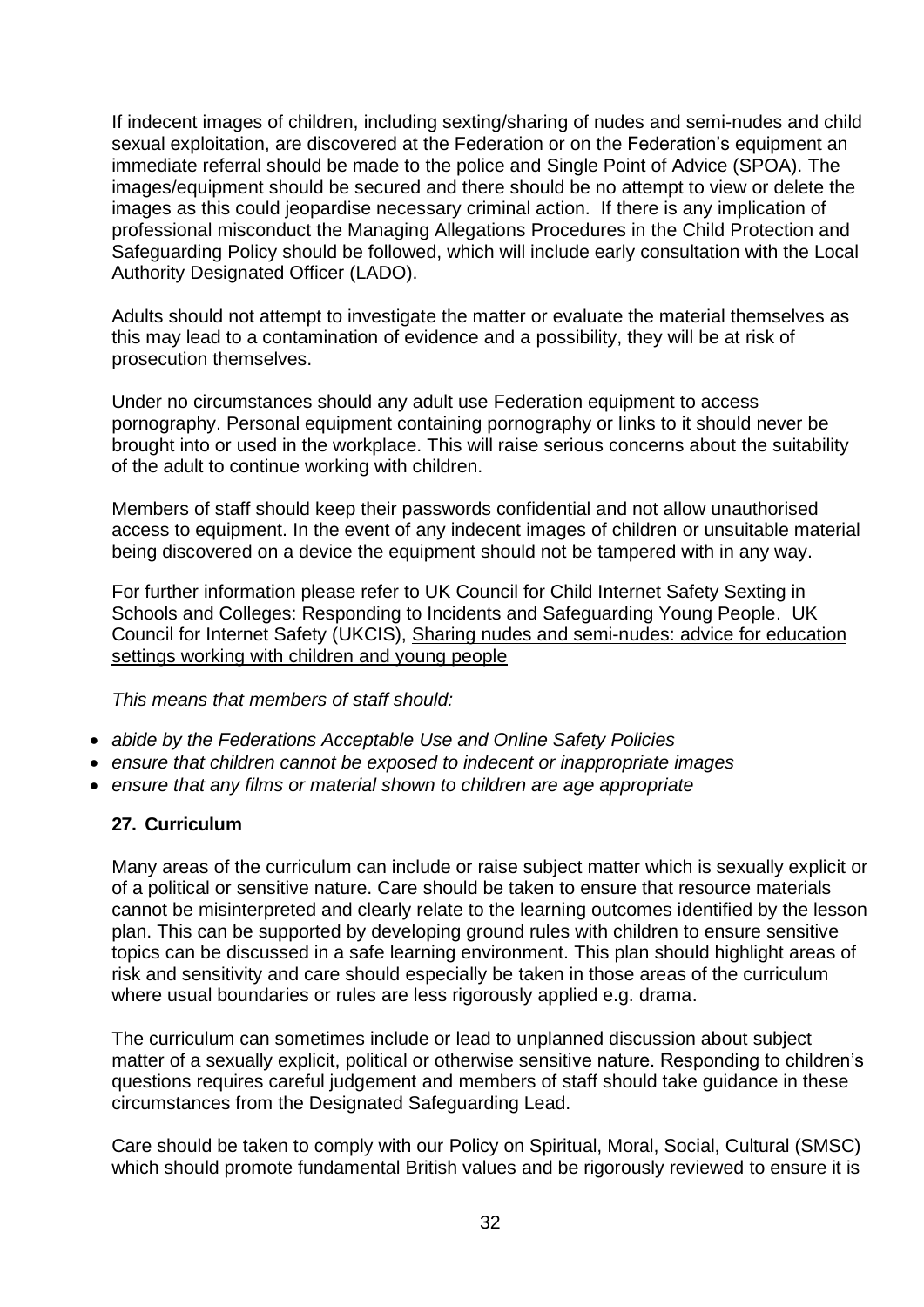If indecent images of children, including sexting/sharing of nudes and semi-nudes and child sexual exploitation, are discovered at the Federation or on the Federation's equipment an immediate referral should be made to the police and Single Point of Advice (SPOA). The images/equipment should be secured and there should be no attempt to view or delete the images as this could jeopardise necessary criminal action. If there is any implication of professional misconduct the Managing Allegations Procedures in the Child Protection and Safeguarding Policy should be followed, which will include early consultation with the Local Authority Designated Officer (LADO).

Adults should not attempt to investigate the matter or evaluate the material themselves as this may lead to a contamination of evidence and a possibility, they will be at risk of prosecution themselves.

Under no circumstances should any adult use Federation equipment to access pornography. Personal equipment containing pornography or links to it should never be brought into or used in the workplace. This will raise serious concerns about the suitability of the adult to continue working with children.

Members of staff should keep their passwords confidential and not allow unauthorised access to equipment. In the event of any indecent images of children or unsuitable material being discovered on a device the equipment should not be tampered with in any way.

For further information please refer to UK Council for Child Internet Safety Sexting in Schools and Colleges: Responding to Incidents and Safeguarding Young People. UK Council for Internet Safety (UKCIS), Sharing nudes and semi-nudes: advice for education settings working with children and young people

*This means that members of staff should:*

- *abide by the Federations Acceptable Use and Online Safety Policies*
- *ensure that children cannot be exposed to indecent or inappropriate images*
- *ensure that any films or material shown to children are age appropriate*

## 27. Curriculum

Many areas of the curriculum can include or raise subject matter which is sexually explicit or of a political or sensitive nature. Care should be taken to ensure that resource materials cannot be misinterpreted and clearly relate to the learning outcomes identified by the lesson plan. This can be supported by developing ground rules with children to ensure sensitive topics can be discussed in a safe learning environment. This plan should highlight areas of risk and sensitivity and care should especially be taken in those areas of the curriculum where usual boundaries or rules are less rigorously applied e.g. drama.

The curriculum can sometimes include or lead to unplanned discussion about subject matter of a sexually explicit, political or otherwise sensitive nature. Responding to children's questions requires careful judgement and members of staff should take guidance in these circumstances from the Designated Safeguarding Lead.

Care should be taken to comply with our Policy on Spiritual, Moral, Social, Cultural (SMSC) which should promote fundamental British values and be rigorously reviewed to ensure it is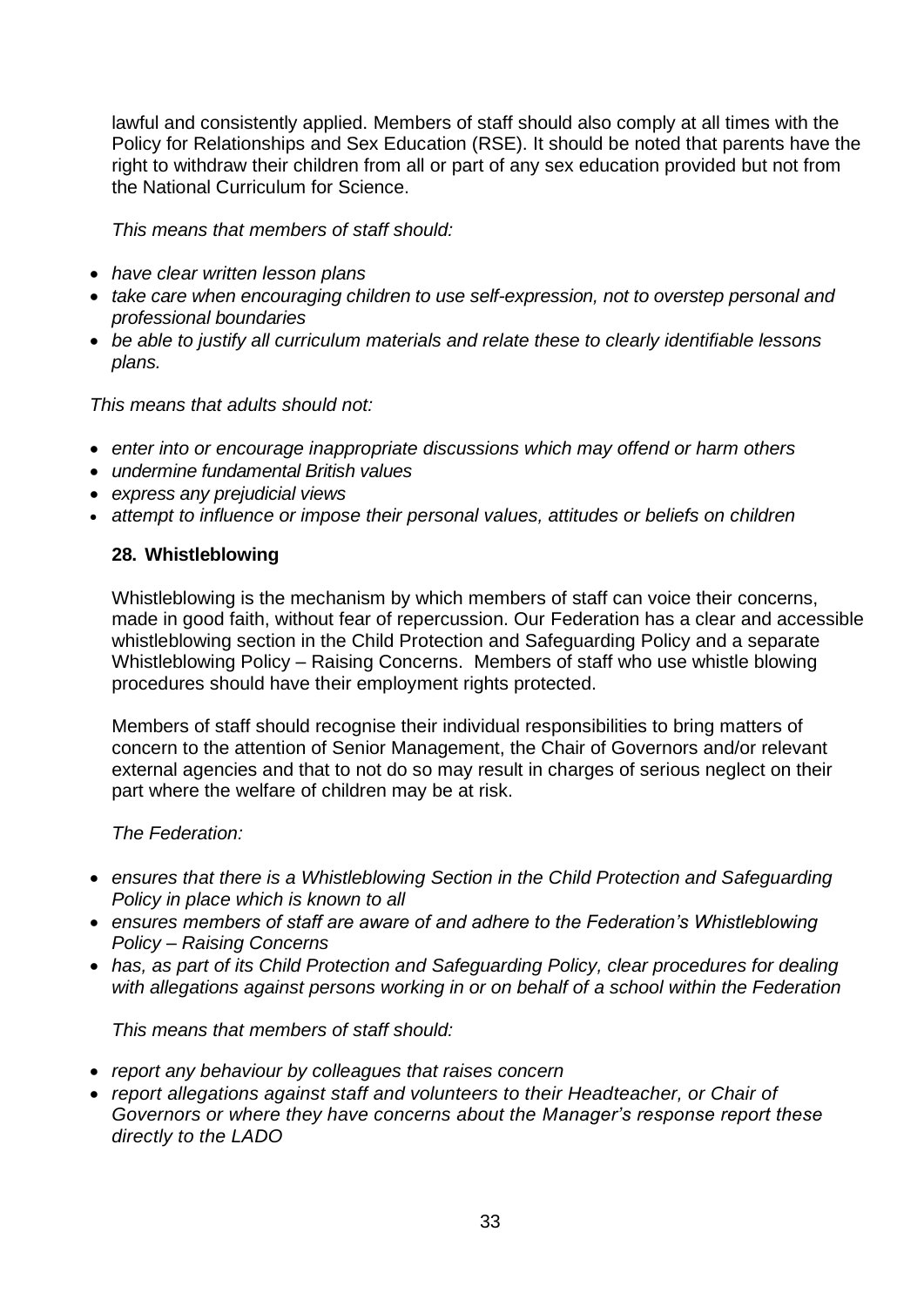lawful and consistently applied. Members of staff should also comply at all times with the Policy for Relationships and Sex Education (RSE). It should be noted that parents have the right to withdraw their children from all or part of any sex education provided but not from the National Curriculum for Science.

*This means that members of staff should:*

- *have clear written lesson plans*
- *take care when encouraging children to use self-expression, not to overstep personal and professional boundaries*
- *be able to justify all curriculum materials and relate these to clearly identifiable lessons plans.*

*This means that adults should not:*

- *enter into or encourage inappropriate discussions which may offend or harm others*
- *undermine fundamental British values*
- *express any prejudicial views*
- *attempt to influence or impose their personal values, attitudes or beliefs on children*

## 28. Whistleblowing

Whistleblowing is the mechanism by which members of staff can voice their concerns, made in good faith, without fear of repercussion. Our Federation has a clear and accessible whistleblowing section in the Child Protection and Safeguarding Policy and a separate Whistleblowing Policy – Raising Concerns. Members of staff who use whistle blowing procedures should have their employment rights protected.

Members of staff should recognise their individual responsibilities to bring matters of concern to the attention of Senior Management, the Chair of Governors and/or relevant external agencies and that to not do so may result in charges of serious neglect on their part where the welfare of children may be at risk.

*The Federation:*

- *ensures that there is a Whistleblowing Section in the Child Protection and Safeguarding Policy in place which is known to all*
- *ensures members of staff are aware of and adhere to the Federation's Whistleblowing Policy – Raising Concerns*
- *has, as part of its Child Protection and Safeguarding Policy, clear procedures for dealing with allegations against persons working in or on behalf of a school within the Federation*

*This means that members of staff should:*

- *report any behaviour by colleagues that raises concern*
- *report allegations against staff and volunteers to their Headteacher, or Chair of Governors or where they have concerns about the Manager's response report these directly to the LADO*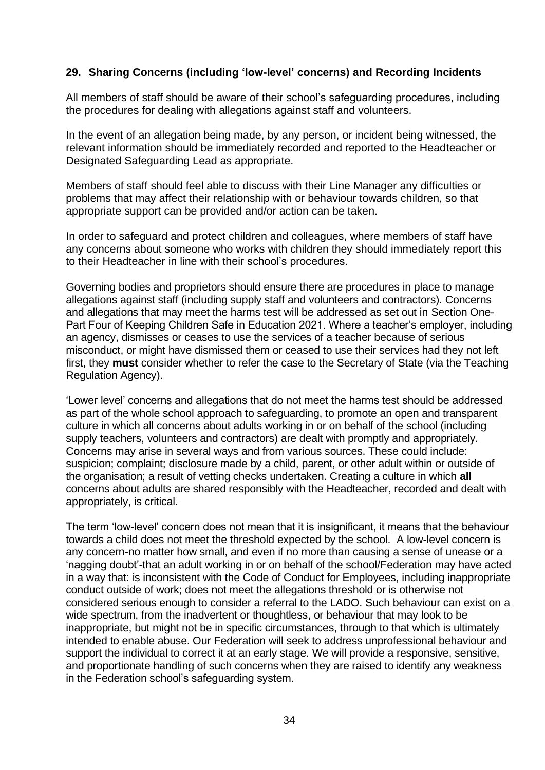## 29. Sharing Concerns (including 'low-level' concerns) and Recording Incidents

All members of staff should be aware of their school's safeguarding procedures, including the procedures for dealing with allegations against staff and volunteers.

In the event of an allegation being made, by any person, or incident being witnessed, the relevant information should be immediately recorded and reported to the Headteacher or Designated Safeguarding Lead as appropriate.

Members of staff should feel able to discuss with their Line Manager any difficulties or problems that may affect their relationship with or behaviour towards children, so that appropriate support can be provided and/or action can be taken.

In order to safeguard and protect children and colleagues, where members of staff have any concerns about someone who works with children they should immediately report this to their Headteacher in line with their school's procedures.

Governing bodies and proprietors should ensure there are procedures in place to manage allegations against staff (including supply staff and volunteers and contractors). Concerns and allegations that may meet the harms test will be addressed as set out in Section One-Part Four of Keeping Children Safe in Education 2021. Where a teacher's employer, including an agency, dismisses or ceases to use the services of a teacher because of serious misconduct, or might have dismissed them or ceased to use their services had they not left first, they **must** consider whether to refer the case to the Secretary of State (via the Teaching Regulation Agency).

'Lower level' concerns and allegations that do not meet the harms test should be addressed as part of the whole school approach to safeguarding, to promote an open and transparent culture in which all concerns about adults working in or on behalf of the school (including supply teachers, volunteers and contractors) are dealt with promptly and appropriately. Concerns may arise in several ways and from various sources. These could include: suspicion; complaint; disclosure made by a child, parent, or other adult within or outside of the organisation; a result of vetting checks undertaken. Creating a culture in which **all** concerns about adults are shared responsibly with the Headteacher, recorded and dealt with appropriately, is critical.

The term 'low-level' concern does not mean that it is insignificant, it means that the behaviour towards a child does not meet the threshold expected by the school. A low-level concern is any concern-no matter how small, and even if no more than causing a sense of unease or a 'nagging doubt'-that an adult working in or on behalf of the school/Federation may have acted in a way that: is inconsistent with the Code of Conduct for Employees, including inappropriate conduct outside of work; does not meet the allegations threshold or is otherwise not considered serious enough to consider a referral to the LADO. Such behaviour can exist on a wide spectrum, from the inadvertent or thoughtless, or behaviour that may look to be inappropriate, but might not be in specific circumstances, through to that which is ultimately intended to enable abuse. Our Federation will seek to address unprofessional behaviour and support the individual to correct it at an early stage. We will provide a responsive, sensitive, and proportionate handling of such concerns when they are raised to identify any weakness in the Federation school's safeguarding system.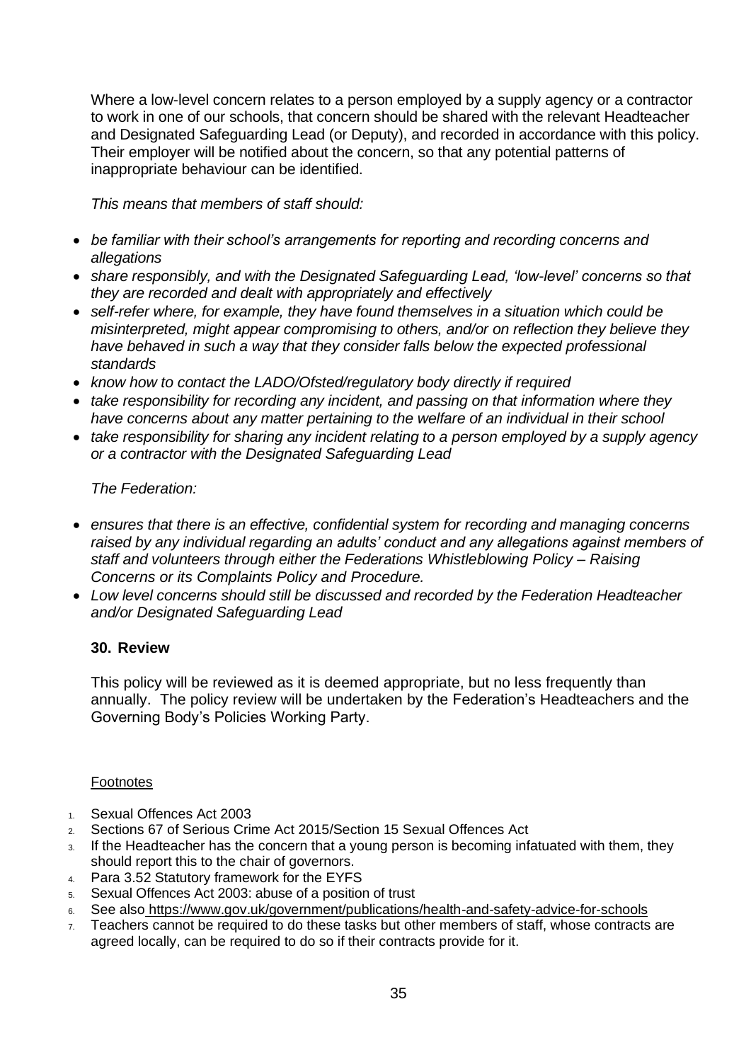Where a low-level concern relates to a person employed by a supply agency or a contractor to work in one of our schools, that concern should be shared with the relevant Headteacher and Designated Safeguarding Lead (or Deputy), and recorded in accordance with this policy. Their employer will be notified about the concern, so that any potential patterns of inappropriate behaviour can be identified.

*This means that members of staff should:*

- *be familiar with their school's arrangements for reporting and recording concerns and allegations*
- *share responsibly, and with the Designated Safeguarding Lead, 'low-level' concerns so that they are recorded and dealt with appropriately and effectively*
- *self-refer where, for example, they have found themselves in a situation which could be misinterpreted, might appear compromising to others, and/or on reflection they believe they have behaved in such a way that they consider falls below the expected professional standards*
- *know how to contact the LADO/Ofsted/regulatory body directly if required*
- *take responsibility for recording any incident, and passing on that information where they have concerns about any matter pertaining to the welfare of an individual in their school*
- *take responsibility for sharing any incident relating to a person employed by a supply agency or a contractor with the Designated Safeguarding Lead*

*The Federation:*

- *ensures that there is an effective, confidential system for recording and managing concerns raised by any individual regarding an adults' conduct and any allegations against members of staff and volunteers through either the Federations Whistleblowing Policy – Raising Concerns or its Complaints Policy and Procedure.*
- *Low level concerns should still be discussed and recorded by the Federation Headteacher and/or Designated Safeguarding Lead*

## 30. Review

This policy will be reviewed as it is deemed appropriate, but no less frequently than annually. The policy review will be undertaken by the Federation's Headteachers and the Governing Body's Policies Working Party.

Footnotes

1. Sexual Offences Act 2003
2. Sections 67 of Serious Crime Act 2015/Section 15 Sexual Offences Act
3. If the Headteacher has the concern that a young person is becoming infatuated with them, they should report this to the chair of governors.
4. Para 3.52 Statutory framework for the EYFS
5. Sexual Offences Act 2003: abuse of a position of trust
6. See also https://www.gov.uk/government/publications/health-and-safety-advice-for-schools
7. Teachers cannot be required to do these tasks but other members of staff, whose contracts are agreed locally, can be required to do so if their contracts provide for it.